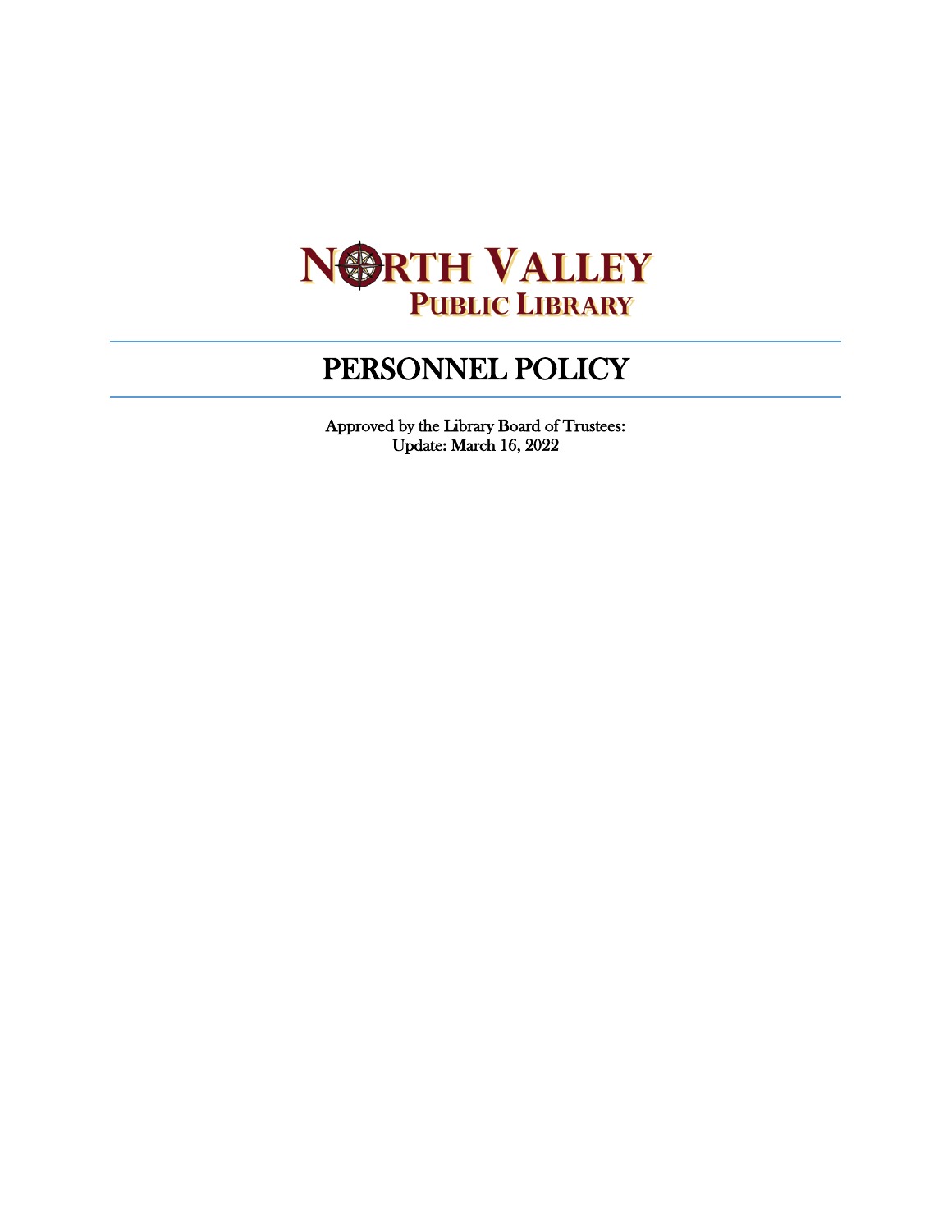NORTH VALLEY
PUBLIC LIBRARY

# PERSONNEL POLICY

Approved by the Library Board of Trustees:
Update: March 16, 2022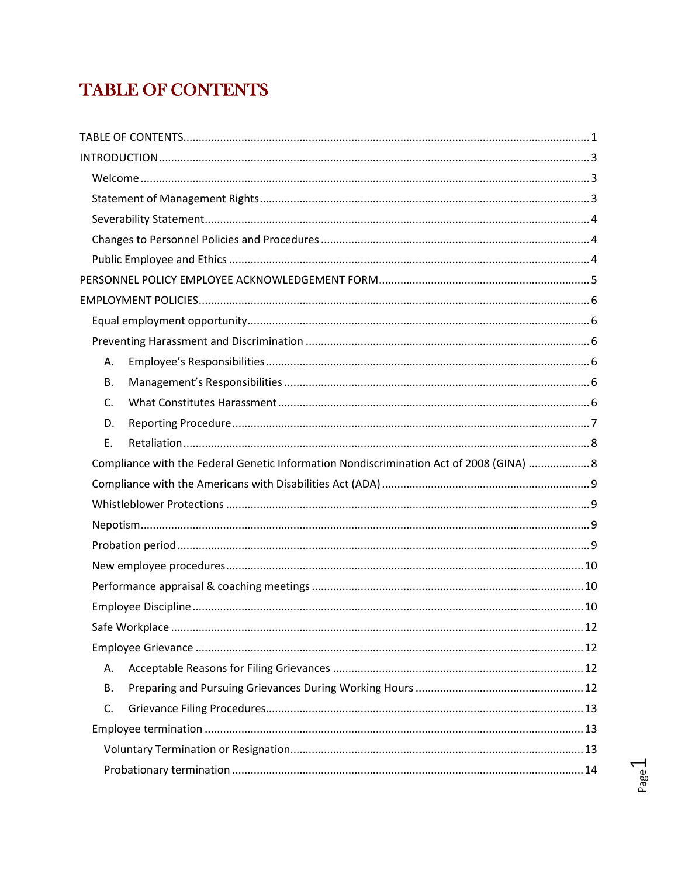# TABLE OF CONTENTS

TABLE OF CONTENTS ........ 1

INTRODUCTION ........ 3

- Welcome ........ 3
- Statement of Management Rights ........ 3
- Severability Statement ........ 4
- Changes to Personnel Policies and Procedures ........ 4
- Public Employee and Ethics ........ 4

PERSONNEL POLICY EMPLOYEE ACKNOWLEDGEMENT FORM ........ 5

EMPLOYMENT POLICIES ........ 6

- Equal employment opportunity ........ 6
- Preventing Harassment and Discrimination ........ 6
  - A. Employee's Responsibilities ........ 6
  - B. Management's Responsibilities ........ 6
  - C. What Constitutes Harassment ........ 6
  - D. Reporting Procedure ........ 7
  - E. Retaliation ........ 8
- Compliance with the Federal Genetic Information Nondiscrimination Act of 2008 (GINA) ........ 8
- Compliance with the Americans with Disabilities Act (ADA) ........ 9
- Whistleblower Protections ........ 9
- Nepotism ........ 9
- Probation period ........ 9
- New employee procedures ........ 10
- Performance appraisal & coaching meetings ........ 10
- Employee Discipline ........ 10
- Safe Workplace ........ 12
- Employee Grievance ........ 12
  - A. Acceptable Reasons for Filing Grievances ........ 12
  - B. Preparing and Pursuing Grievances During Working Hours ........ 12
  - C. Grievance Filing Procedures ........ 13
- Employee termination ........ 13
  - Voluntary Termination or Resignation ........ 13
  - Probationary termination ........ 14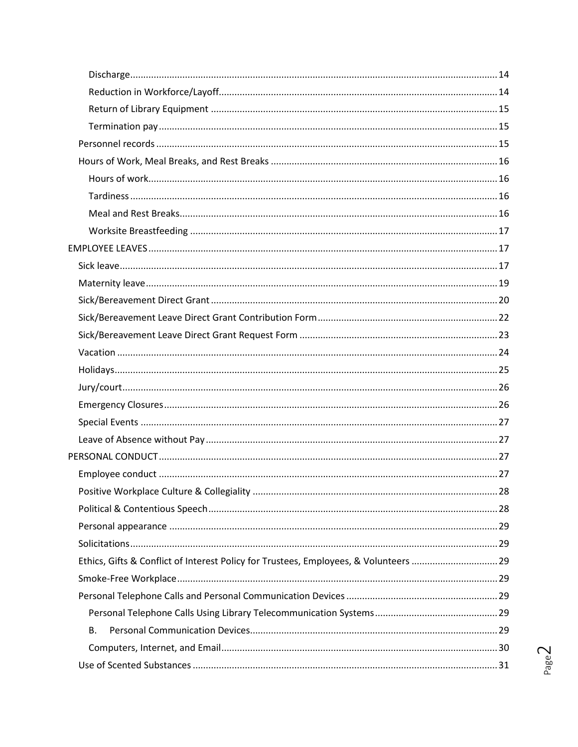- Discharge ... 14
- Reduction in Workforce/Layoff ... 14
- Return of Library Equipment ... 15
- Termination pay ... 15

Personnel records ... 15

Hours of Work, Meal Breaks, and Rest Breaks ... 16

- Hours of work ... 16
- Tardiness ... 16
- Meal and Rest Breaks ... 16
- Worksite Breastfeeding ... 17

EMPLOYEE LEAVES ... 17

- Sick leave ... 17
- Maternity leave ... 19
- Sick/Bereavement Direct Grant ... 20
- Sick/Bereavement Leave Direct Grant Contribution Form ... 22
- Sick/Bereavement Leave Direct Grant Request Form ... 23
- Vacation ... 24
- Holidays ... 25
- Jury/court ... 26
- Emergency Closures ... 26
- Special Events ... 27
- Leave of Absence without Pay ... 27

PERSONAL CONDUCT ... 27

- Employee conduct ... 27
- Positive Workplace Culture & Collegiality ... 28
- Political & Contentious Speech ... 28
- Personal appearance ... 29
- Solicitations ... 29
- Ethics, Gifts & Conflict of Interest Policy for Trustees, Employees, & Volunteers ... 29
- Smoke-Free Workplace ... 29
- Personal Telephone Calls and Personal Communication Devices ... 29
  - Personal Telephone Calls Using Library Telecommunication Systems ... 29
  - B. Personal Communication Devices ... 29
  - Computers, Internet, and Email ... 30
- Use of Scented Substances ... 31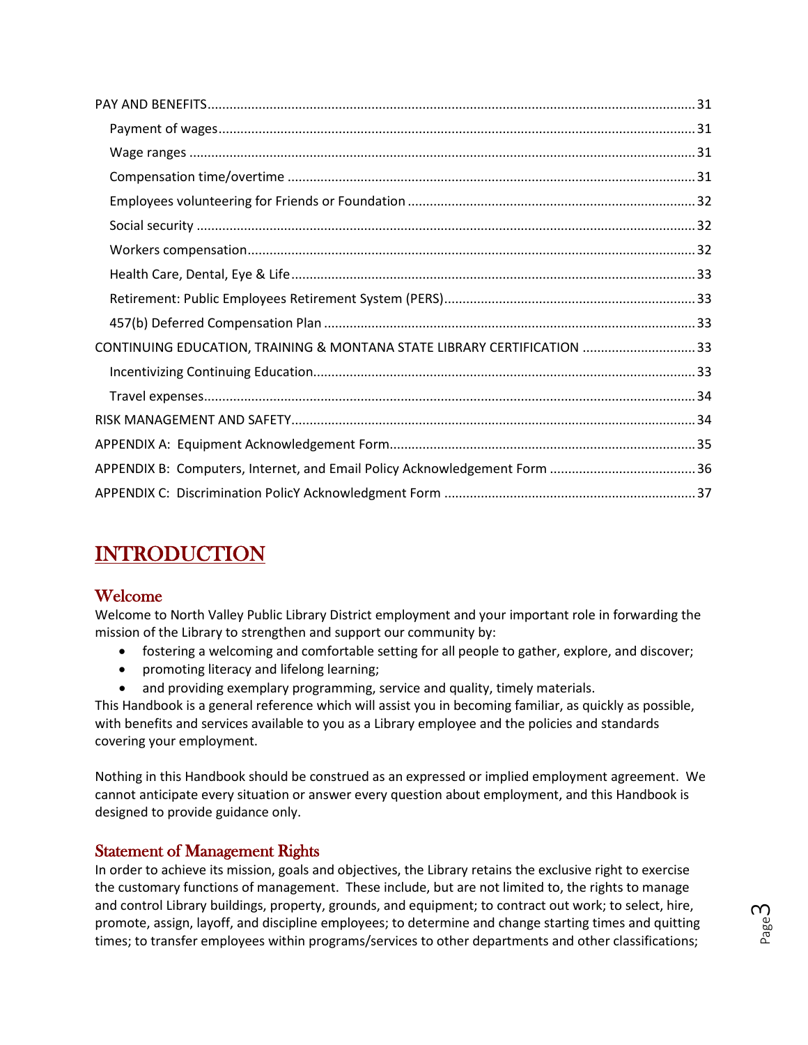PAY AND BENEFITS ..... 31
- Payment of wages ..... 31
- Wage ranges ..... 31
- Compensation time/overtime ..... 31
- Employees volunteering for Friends or Foundation ..... 32
- Social security ..... 32
- Workers compensation ..... 32
- Health Care, Dental, Eye & Life ..... 33
- Retirement: Public Employees Retirement System (PERS) ..... 33
- 457(b) Deferred Compensation Plan ..... 33

CONTINUING EDUCATION, TRAINING & MONTANA STATE LIBRARY CERTIFICATION ..... 33
- Incentivizing Continuing Education ..... 33
- Travel expenses ..... 34

RISK MANAGEMENT AND SAFETY ..... 34

APPENDIX A: Equipment Acknowledgement Form ..... 35

APPENDIX B: Computers, Internet, and Email Policy Acknowledgement Form ..... 36

APPENDIX C: Discrimination PolicY Acknowledgment Form ..... 37

# INTRODUCTION

## Welcome

Welcome to North Valley Public Library District employment and your important role in forwarding the mission of the Library to strengthen and support our community by:

- fostering a welcoming and comfortable setting for all people to gather, explore, and discover;
- promoting literacy and lifelong learning;
- and providing exemplary programming, service and quality, timely materials.

This Handbook is a general reference which will assist you in becoming familiar, as quickly as possible, with benefits and services available to you as a Library employee and the policies and standards covering your employment.

Nothing in this Handbook should be construed as an expressed or implied employment agreement. We cannot anticipate every situation or answer every question about employment, and this Handbook is designed to provide guidance only.

## Statement of Management Rights

In order to achieve its mission, goals and objectives, the Library retains the exclusive right to exercise the customary functions of management. These include, but are not limited to, the rights to manage and control Library buildings, property, grounds, and equipment; to contract out work; to select, hire, promote, assign, layoff, and discipline employees; to determine and change starting times and quitting times; to transfer employees within programs/services to other departments and other classifications;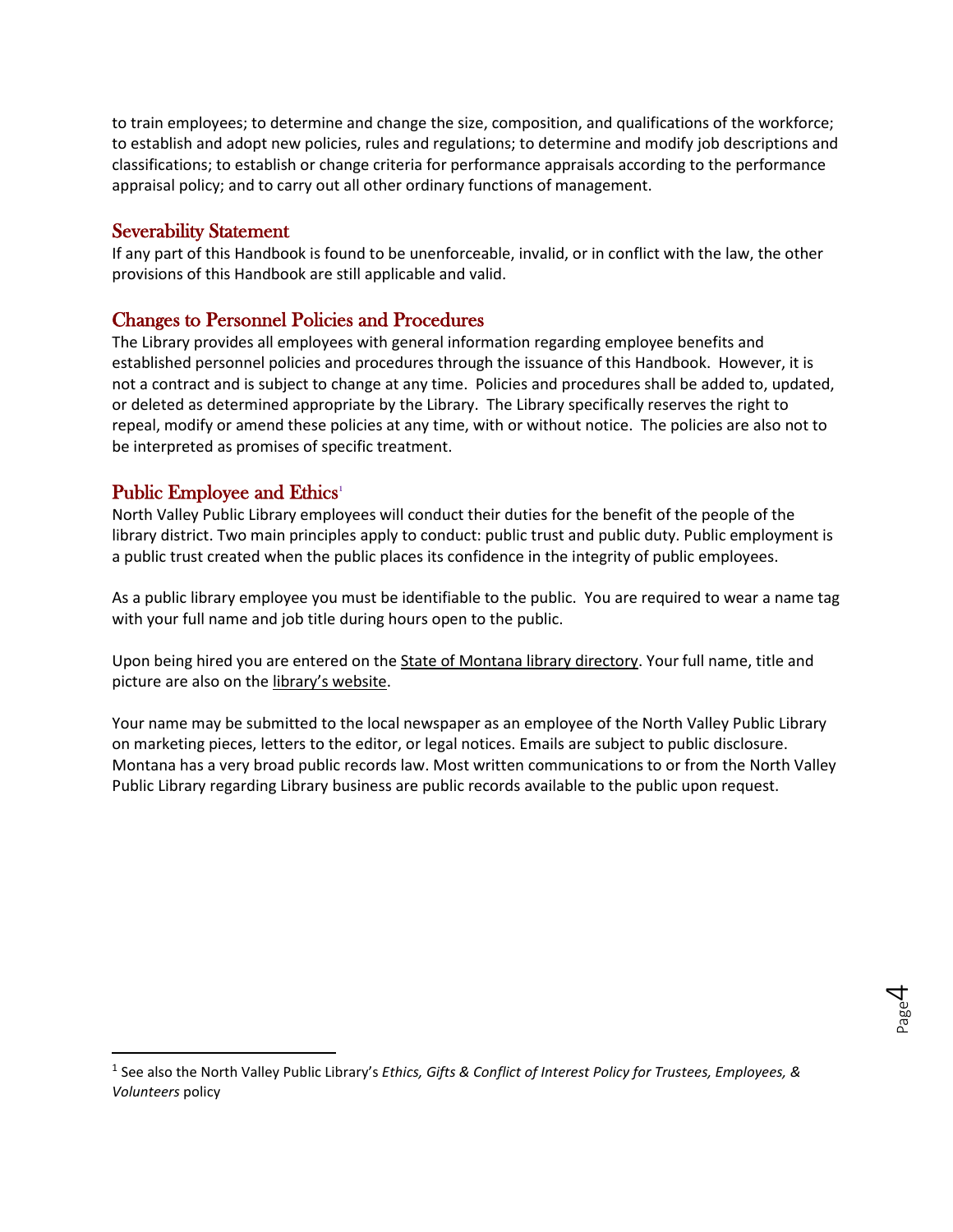to train employees; to determine and change the size, composition, and qualifications of the workforce; to establish and adopt new policies, rules and regulations; to determine and modify job descriptions and classifications; to establish or change criteria for performance appraisals according to the performance appraisal policy; and to carry out all other ordinary functions of management.

## Severability Statement

If any part of this Handbook is found to be unenforceable, invalid, or in conflict with the law, the other provisions of this Handbook are still applicable and valid.

## Changes to Personnel Policies and Procedures

The Library provides all employees with general information regarding employee benefits and established personnel policies and procedures through the issuance of this Handbook. However, it is not a contract and is subject to change at any time. Policies and procedures shall be added to, updated, or deleted as determined appropriate by the Library. The Library specifically reserves the right to repeal, modify or amend these policies at any time, with or without notice. The policies are also not to be interpreted as promises of specific treatment.

## Public Employee and Ethics[1]

North Valley Public Library employees will conduct their duties for the benefit of the people of the library district. Two main principles apply to conduct: public trust and public duty. Public employment is a public trust created when the public places its confidence in the integrity of public employees.

As a public library employee you must be identifiable to the public. You are required to wear a name tag with your full name and job title during hours open to the public.

Upon being hired you are entered on the State of Montana library directory. Your full name, title and picture are also on the library's website.

Your name may be submitted to the local newspaper as an employee of the North Valley Public Library on marketing pieces, letters to the editor, or legal notices. Emails are subject to public disclosure. Montana has a very broad public records law. Most written communications to or from the North Valley Public Library regarding Library business are public records available to the public upon request.

---

[1] See also the North Valley Public Library's *Ethics, Gifts & Conflict of Interest Policy for Trustees, Employees, & Volunteers* policy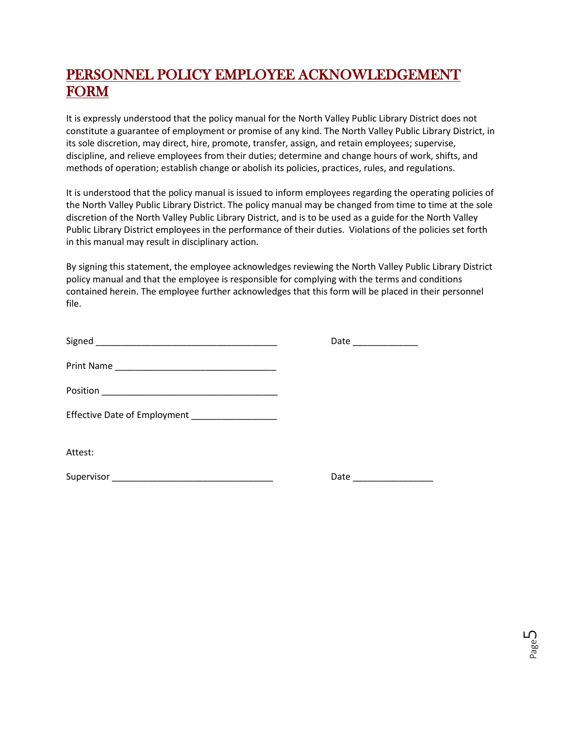# PERSONNEL POLICY EMPLOYEE ACKNOWLEDGEMENT FORM

It is expressly understood that the policy manual for the North Valley Public Library District does not constitute a guarantee of employment or promise of any kind. The North Valley Public Library District, in its sole discretion, may direct, hire, promote, transfer, assign, and retain employees; supervise, discipline, and relieve employees from their duties; determine and change hours of work, shifts, and methods of operation; establish change or abolish its policies, practices, rules, and regulations.

It is understood that the policy manual is issued to inform employees regarding the operating policies of the North Valley Public Library District. The policy manual may be changed from time to time at the sole discretion of the North Valley Public Library District, and is to be used as a guide for the North Valley Public Library District employees in the performance of their duties. Violations of the policies set forth in this manual may result in disciplinary action.

By signing this statement, the employee acknowledges reviewing the North Valley Public Library District policy manual and that the employee is responsible for complying with the terms and conditions contained herein. The employee further acknowledges that this form will be placed in their personnel file.

Signed ___________________________________ Date _____________

Print Name _______________________________

Position __________________________________

Effective Date of Employment ________________

Attest:

Supervisor ________________________________ Date ________________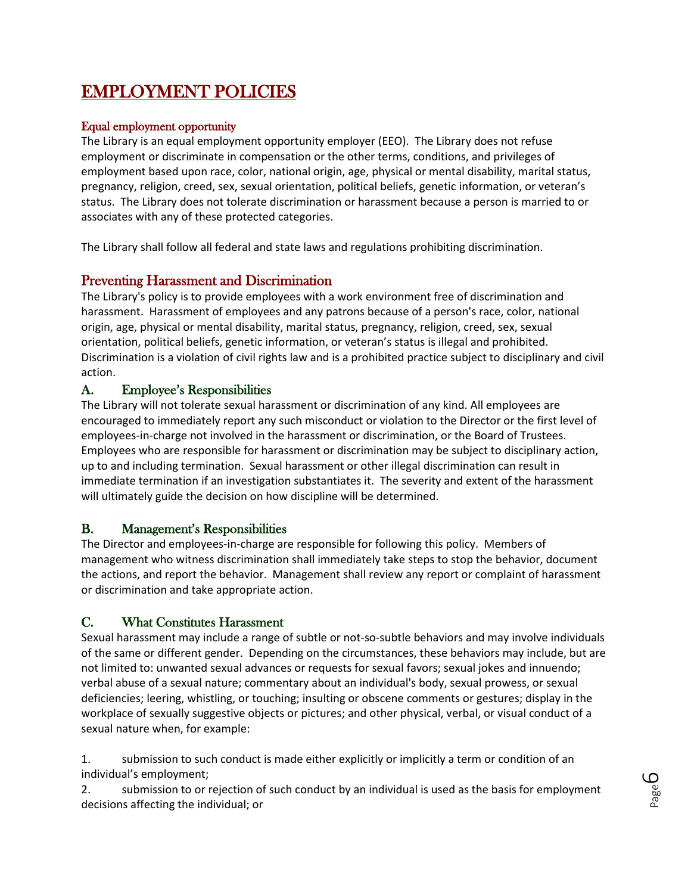# EMPLOYMENT POLICIES

### Equal employment opportunity

The Library is an equal employment opportunity employer (EEO). The Library does not refuse employment or discriminate in compensation or the other terms, conditions, and privileges of employment based upon race, color, national origin, age, physical or mental disability, marital status, pregnancy, religion, creed, sex, sexual orientation, political beliefs, genetic information, or veteran's status. The Library does not tolerate discrimination or harassment because a person is married to or associates with any of these protected categories.

The Library shall follow all federal and state laws and regulations prohibiting discrimination.

## Preventing Harassment and Discrimination

The Library's policy is to provide employees with a work environment free of discrimination and harassment. Harassment of employees and any patrons because of a person's race, color, national origin, age, physical or mental disability, marital status, pregnancy, religion, creed, sex, sexual orientation, political beliefs, genetic information, or veteran's status is illegal and prohibited. Discrimination is a violation of civil rights law and is a prohibited practice subject to disciplinary and civil action.

### A. Employee's Responsibilities

The Library will not tolerate sexual harassment or discrimination of any kind. All employees are encouraged to immediately report any such misconduct or violation to the Director or the first level of employees-in-charge not involved in the harassment or discrimination, or the Board of Trustees. Employees who are responsible for harassment or discrimination may be subject to disciplinary action, up to and including termination. Sexual harassment or other illegal discrimination can result in immediate termination if an investigation substantiates it. The severity and extent of the harassment will ultimately guide the decision on how discipline will be determined.

### B. Management's Responsibilities

The Director and employees-in-charge are responsible for following this policy. Members of management who witness discrimination shall immediately take steps to stop the behavior, document the actions, and report the behavior. Management shall review any report or complaint of harassment or discrimination and take appropriate action.

### C. What Constitutes Harassment

Sexual harassment may include a range of subtle or not-so-subtle behaviors and may involve individuals of the same or different gender. Depending on the circumstances, these behaviors may include, but are not limited to: unwanted sexual advances or requests for sexual favors; sexual jokes and innuendo; verbal abuse of a sexual nature; commentary about an individual's body, sexual prowess, or sexual deficiencies; leering, whistling, or touching; insulting or obscene comments or gestures; display in the workplace of sexually suggestive objects or pictures; and other physical, verbal, or visual conduct of a sexual nature when, for example:

1. submission to such conduct is made either explicitly or implicitly a term or condition of an individual's employment;
2. submission to or rejection of such conduct by an individual is used as the basis for employment decisions affecting the individual; or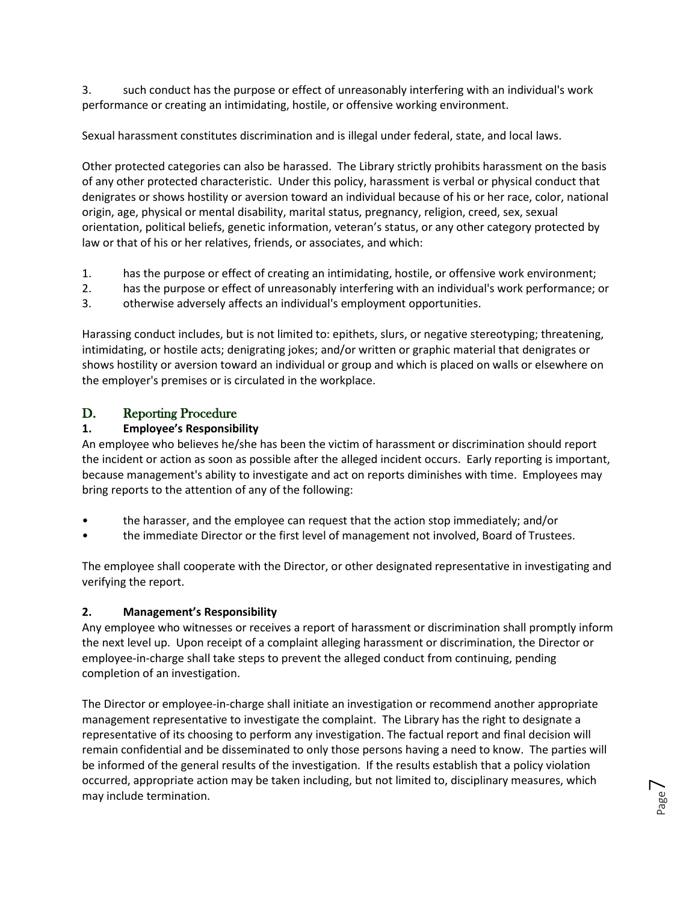3. such conduct has the purpose or effect of unreasonably interfering with an individual's work performance or creating an intimidating, hostile, or offensive working environment.

Sexual harassment constitutes discrimination and is illegal under federal, state, and local laws.

Other protected categories can also be harassed. The Library strictly prohibits harassment on the basis of any other protected characteristic. Under this policy, harassment is verbal or physical conduct that denigrates or shows hostility or aversion toward an individual because of his or her race, color, national origin, age, physical or mental disability, marital status, pregnancy, religion, creed, sex, sexual orientation, political beliefs, genetic information, veteran's status, or any other category protected by law or that of his or her relatives, friends, or associates, and which:

1. has the purpose or effect of creating an intimidating, hostile, or offensive work environment;
2. has the purpose or effect of unreasonably interfering with an individual's work performance; or
3. otherwise adversely affects an individual's employment opportunities.

Harassing conduct includes, but is not limited to: epithets, slurs, or negative stereotyping; threatening, intimidating, or hostile acts; denigrating jokes; and/or written or graphic material that denigrates or shows hostility or aversion toward an individual or group and which is placed on walls or elsewhere on the employer's premises or is circulated in the workplace.

## D. Reporting Procedure

### 1. Employee's Responsibility

An employee who believes he/she has been the victim of harassment or discrimination should report the incident or action as soon as possible after the alleged incident occurs. Early reporting is important, because management's ability to investigate and act on reports diminishes with time. Employees may bring reports to the attention of any of the following:

- the harasser, and the employee can request that the action stop immediately; and/or
- the immediate Director or the first level of management not involved, Board of Trustees.

The employee shall cooperate with the Director, or other designated representative in investigating and verifying the report.

### 2. Management's Responsibility

Any employee who witnesses or receives a report of harassment or discrimination shall promptly inform the next level up. Upon receipt of a complaint alleging harassment or discrimination, the Director or employee-in-charge shall take steps to prevent the alleged conduct from continuing, pending completion of an investigation.

The Director or employee-in-charge shall initiate an investigation or recommend another appropriate management representative to investigate the complaint. The Library has the right to designate a representative of its choosing to perform any investigation. The factual report and final decision will remain confidential and be disseminated to only those persons having a need to know. The parties will be informed of the general results of the investigation. If the results establish that a policy violation occurred, appropriate action may be taken including, but not limited to, disciplinary measures, which may include termination.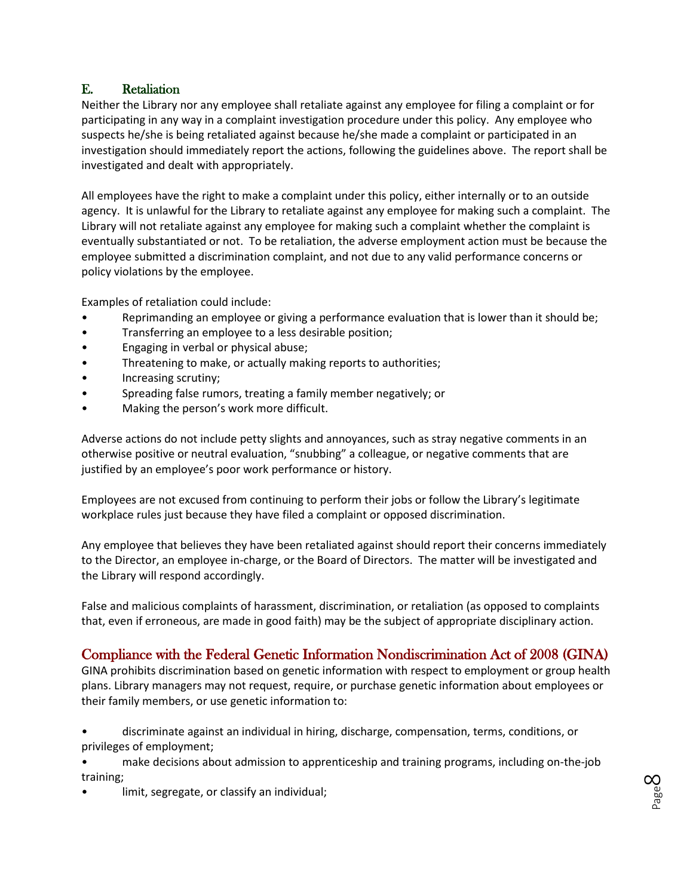### E. Retaliation

Neither the Library nor any employee shall retaliate against any employee for filing a complaint or for participating in any way in a complaint investigation procedure under this policy. Any employee who suspects he/she is being retaliated against because he/she made a complaint or participated in an investigation should immediately report the actions, following the guidelines above. The report shall be investigated and dealt with appropriately.

All employees have the right to make a complaint under this policy, either internally or to an outside agency. It is unlawful for the Library to retaliate against any employee for making such a complaint. The Library will not retaliate against any employee for making such a complaint whether the complaint is eventually substantiated or not. To be retaliation, the adverse employment action must be because the employee submitted a discrimination complaint, and not due to any valid performance concerns or policy violations by the employee.

Examples of retaliation could include:

- Reprimanding an employee or giving a performance evaluation that is lower than it should be;
- Transferring an employee to a less desirable position;
- Engaging in verbal or physical abuse;
- Threatening to make, or actually making reports to authorities;
- Increasing scrutiny;
- Spreading false rumors, treating a family member negatively; or
- Making the person's work more difficult.

Adverse actions do not include petty slights and annoyances, such as stray negative comments in an otherwise positive or neutral evaluation, "snubbing" a colleague, or negative comments that are justified by an employee's poor work performance or history.

Employees are not excused from continuing to perform their jobs or follow the Library's legitimate workplace rules just because they have filed a complaint or opposed discrimination.

Any employee that believes they have been retaliated against should report their concerns immediately to the Director, an employee in-charge, or the Board of Directors. The matter will be investigated and the Library will respond accordingly.

False and malicious complaints of harassment, discrimination, or retaliation (as opposed to complaints that, even if erroneous, are made in good faith) may be the subject of appropriate disciplinary action.

## Compliance with the Federal Genetic Information Nondiscrimination Act of 2008 (GINA)

GINA prohibits discrimination based on genetic information with respect to employment or group health plans. Library managers may not request, require, or purchase genetic information about employees or their family members, or use genetic information to:

- discriminate against an individual in hiring, discharge, compensation, terms, conditions, or privileges of employment;
- make decisions about admission to apprenticeship and training programs, including on-the-job training;
- limit, segregate, or classify an individual;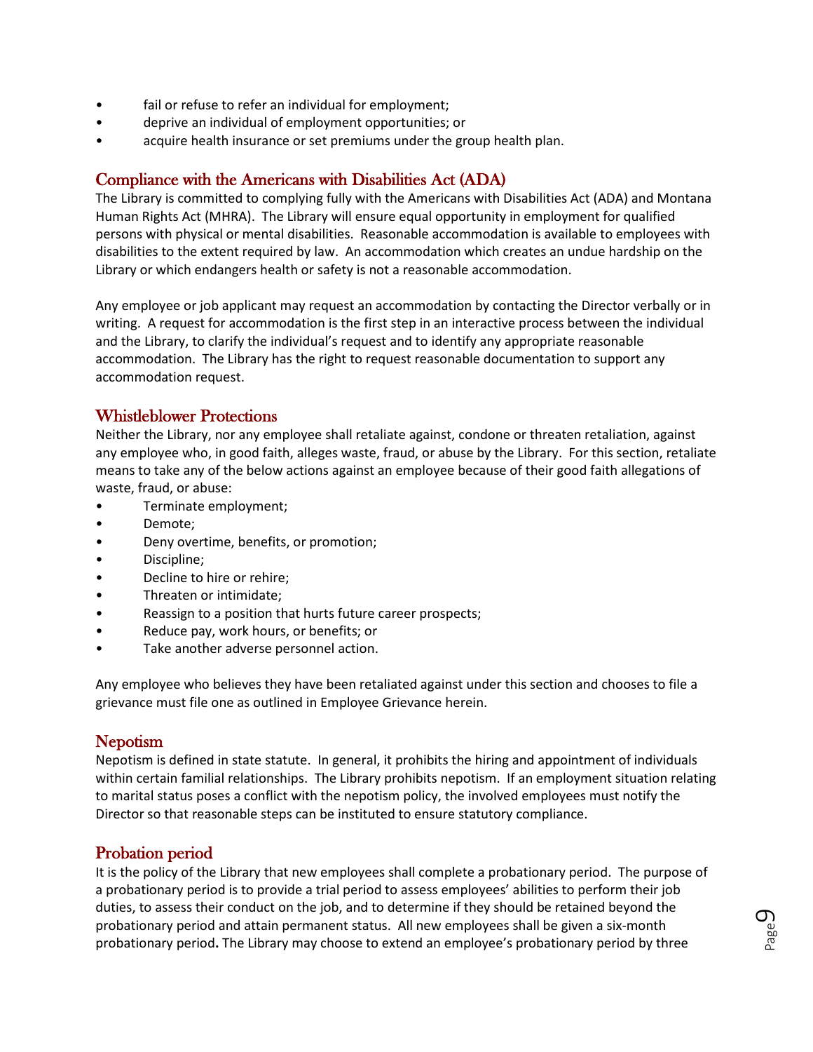- fail or refuse to refer an individual for employment;
- deprive an individual of employment opportunities; or
- acquire health insurance or set premiums under the group health plan.

## Compliance with the Americans with Disabilities Act (ADA)

The Library is committed to complying fully with the Americans with Disabilities Act (ADA) and Montana Human Rights Act (MHRA). The Library will ensure equal opportunity in employment for qualified persons with physical or mental disabilities. Reasonable accommodation is available to employees with disabilities to the extent required by law. An accommodation which creates an undue hardship on the Library or which endangers health or safety is not a reasonable accommodation.

Any employee or job applicant may request an accommodation by contacting the Director verbally or in writing. A request for accommodation is the first step in an interactive process between the individual and the Library, to clarify the individual's request and to identify any appropriate reasonable accommodation. The Library has the right to request reasonable documentation to support any accommodation request.

## Whistleblower Protections

Neither the Library, nor any employee shall retaliate against, condone or threaten retaliation, against any employee who, in good faith, alleges waste, fraud, or abuse by the Library. For this section, retaliate means to take any of the below actions against an employee because of their good faith allegations of waste, fraud, or abuse:

- Terminate employment;
- Demote;
- Deny overtime, benefits, or promotion;
- Discipline;
- Decline to hire or rehire;
- Threaten or intimidate;
- Reassign to a position that hurts future career prospects;
- Reduce pay, work hours, or benefits; or
- Take another adverse personnel action.

Any employee who believes they have been retaliated against under this section and chooses to file a grievance must file one as outlined in Employee Grievance herein.

## Nepotism

Nepotism is defined in state statute. In general, it prohibits the hiring and appointment of individuals within certain familial relationships. The Library prohibits nepotism. If an employment situation relating to marital status poses a conflict with the nepotism policy, the involved employees must notify the Director so that reasonable steps can be instituted to ensure statutory compliance.

## Probation period

It is the policy of the Library that new employees shall complete a probationary period. The purpose of a probationary period is to provide a trial period to assess employees' abilities to perform their job duties, to assess their conduct on the job, and to determine if they should be retained beyond the probationary period and attain permanent status. All new employees shall be given a six-month probationary period**.** The Library may choose to extend an employee's probationary period by three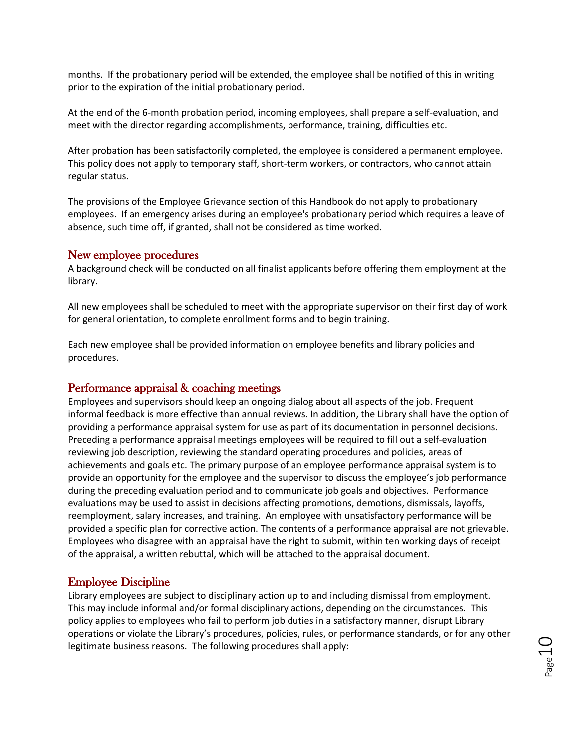months. If the probationary period will be extended, the employee shall be notified of this in writing prior to the expiration of the initial probationary period.

At the end of the 6-month probation period, incoming employees, shall prepare a self-evaluation, and meet with the director regarding accomplishments, performance, training, difficulties etc.

After probation has been satisfactorily completed, the employee is considered a permanent employee. This policy does not apply to temporary staff, short-term workers, or contractors, who cannot attain regular status.

The provisions of the Employee Grievance section of this Handbook do not apply to probationary employees. If an emergency arises during an employee's probationary period which requires a leave of absence, such time off, if granted, shall not be considered as time worked.

## New employee procedures

A background check will be conducted on all finalist applicants before offering them employment at the library.

All new employees shall be scheduled to meet with the appropriate supervisor on their first day of work for general orientation, to complete enrollment forms and to begin training.

Each new employee shall be provided information on employee benefits and library policies and procedures.

## Performance appraisal & coaching meetings

Employees and supervisors should keep an ongoing dialog about all aspects of the job. Frequent informal feedback is more effective than annual reviews. In addition, the Library shall have the option of providing a performance appraisal system for use as part of its documentation in personnel decisions. Preceding a performance appraisal meetings employees will be required to fill out a self-evaluation reviewing job description, reviewing the standard operating procedures and policies, areas of achievements and goals etc. The primary purpose of an employee performance appraisal system is to provide an opportunity for the employee and the supervisor to discuss the employee's job performance during the preceding evaluation period and to communicate job goals and objectives. Performance evaluations may be used to assist in decisions affecting promotions, demotions, dismissals, layoffs, reemployment, salary increases, and training. An employee with unsatisfactory performance will be provided a specific plan for corrective action. The contents of a performance appraisal are not grievable. Employees who disagree with an appraisal have the right to submit, within ten working days of receipt of the appraisal, a written rebuttal, which will be attached to the appraisal document.

## Employee Discipline

Library employees are subject to disciplinary action up to and including dismissal from employment. This may include informal and/or formal disciplinary actions, depending on the circumstances. This policy applies to employees who fail to perform job duties in a satisfactory manner, disrupt Library operations or violate the Library's procedures, policies, rules, or performance standards, or for any other legitimate business reasons. The following procedures shall apply: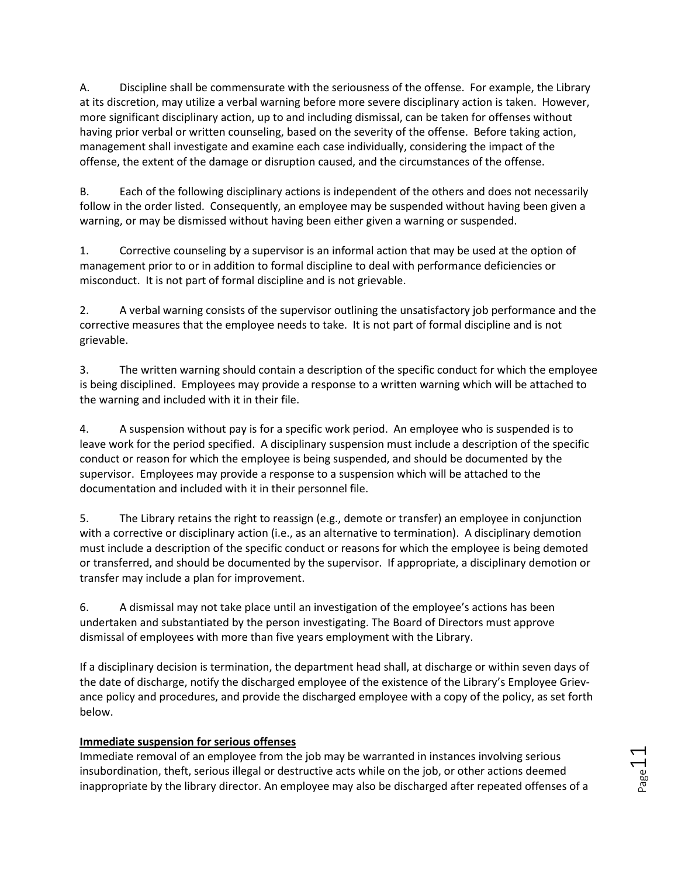A. Discipline shall be commensurate with the seriousness of the offense. For example, the Library at its discretion, may utilize a verbal warning before more severe disciplinary action is taken. However, more significant disciplinary action, up to and including dismissal, can be taken for offenses without having prior verbal or written counseling, based on the severity of the offense. Before taking action, management shall investigate and examine each case individually, considering the impact of the offense, the extent of the damage or disruption caused, and the circumstances of the offense.

B. Each of the following disciplinary actions is independent of the others and does not necessarily follow in the order listed. Consequently, an employee may be suspended without having been given a warning, or may be dismissed without having been either given a warning or suspended.

1. Corrective counseling by a supervisor is an informal action that may be used at the option of management prior to or in addition to formal discipline to deal with performance deficiencies or misconduct. It is not part of formal discipline and is not grievable.

2. A verbal warning consists of the supervisor outlining the unsatisfactory job performance and the corrective measures that the employee needs to take. It is not part of formal discipline and is not grievable.

3. The written warning should contain a description of the specific conduct for which the employee is being disciplined. Employees may provide a response to a written warning which will be attached to the warning and included with it in their file.

4. A suspension without pay is for a specific work period. An employee who is suspended is to leave work for the period specified. A disciplinary suspension must include a description of the specific conduct or reason for which the employee is being suspended, and should be documented by the supervisor. Employees may provide a response to a suspension which will be attached to the documentation and included with it in their personnel file.

5. The Library retains the right to reassign (e.g., demote or transfer) an employee in conjunction with a corrective or disciplinary action (i.e., as an alternative to termination). A disciplinary demotion must include a description of the specific conduct or reasons for which the employee is being demoted or transferred, and should be documented by the supervisor. If appropriate, a disciplinary demotion or transfer may include a plan for improvement.

6. A dismissal may not take place until an investigation of the employee's actions has been undertaken and substantiated by the person investigating. The Board of Directors must approve dismissal of employees with more than five years employment with the Library.

If a disciplinary decision is termination, the department head shall, at discharge or within seven days of the date of discharge, notify the discharged employee of the existence of the Library's Employee Grievance policy and procedures, and provide the discharged employee with a copy of the policy, as set forth below.

**Immediate suspension for serious offenses**

Immediate removal of an employee from the job may be warranted in instances involving serious insubordination, theft, serious illegal or destructive acts while on the job, or other actions deemed inappropriate by the library director. An employee may also be discharged after repeated offenses of a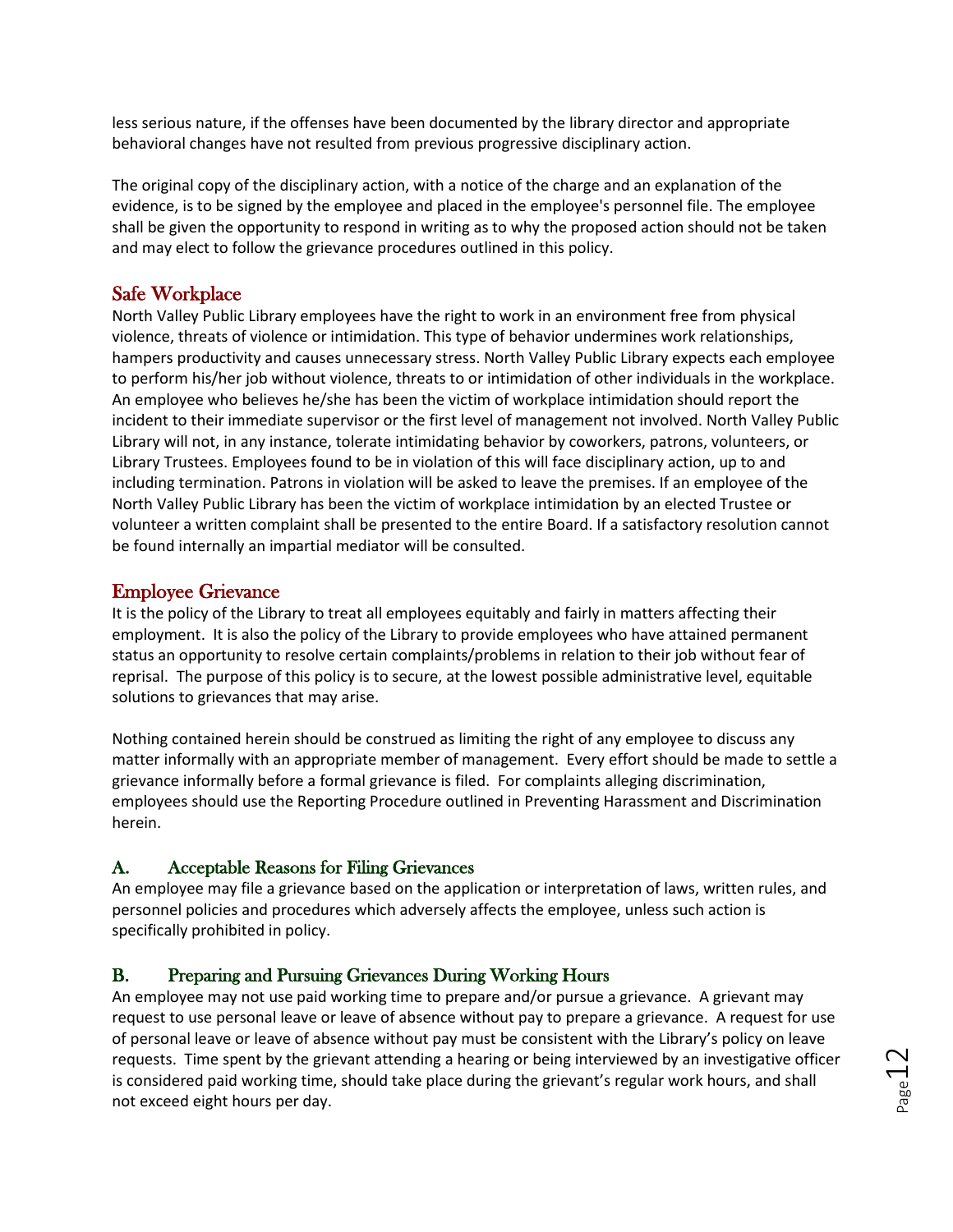less serious nature, if the offenses have been documented by the library director and appropriate behavioral changes have not resulted from previous progressive disciplinary action.

The original copy of the disciplinary action, with a notice of the charge and an explanation of the evidence, is to be signed by the employee and placed in the employee's personnel file. The employee shall be given the opportunity to respond in writing as to why the proposed action should not be taken and may elect to follow the grievance procedures outlined in this policy.

## Safe Workplace

North Valley Public Library employees have the right to work in an environment free from physical violence, threats of violence or intimidation. This type of behavior undermines work relationships, hampers productivity and causes unnecessary stress. North Valley Public Library expects each employee to perform his/her job without violence, threats to or intimidation of other individuals in the workplace. An employee who believes he/she has been the victim of workplace intimidation should report the incident to their immediate supervisor or the first level of management not involved. North Valley Public Library will not, in any instance, tolerate intimidating behavior by coworkers, patrons, volunteers, or Library Trustees. Employees found to be in violation of this will face disciplinary action, up to and including termination. Patrons in violation will be asked to leave the premises. If an employee of the North Valley Public Library has been the victim of workplace intimidation by an elected Trustee or volunteer a written complaint shall be presented to the entire Board. If a satisfactory resolution cannot be found internally an impartial mediator will be consulted.

## Employee Grievance

It is the policy of the Library to treat all employees equitably and fairly in matters affecting their employment. It is also the policy of the Library to provide employees who have attained permanent status an opportunity to resolve certain complaints/problems in relation to their job without fear of reprisal. The purpose of this policy is to secure, at the lowest possible administrative level, equitable solutions to grievances that may arise.

Nothing contained herein should be construed as limiting the right of any employee to discuss any matter informally with an appropriate member of management. Every effort should be made to settle a grievance informally before a formal grievance is filed. For complaints alleging discrimination, employees should use the Reporting Procedure outlined in Preventing Harassment and Discrimination herein.

### A. Acceptable Reasons for Filing Grievances

An employee may file a grievance based on the application or interpretation of laws, written rules, and personnel policies and procedures which adversely affects the employee, unless such action is specifically prohibited in policy.

### B. Preparing and Pursuing Grievances During Working Hours

An employee may not use paid working time to prepare and/or pursue a grievance. A grievant may request to use personal leave or leave of absence without pay to prepare a grievance. A request for use of personal leave or leave of absence without pay must be consistent with the Library's policy on leave requests. Time spent by the grievant attending a hearing or being interviewed by an investigative officer is considered paid working time, should take place during the grievant's regular work hours, and shall not exceed eight hours per day.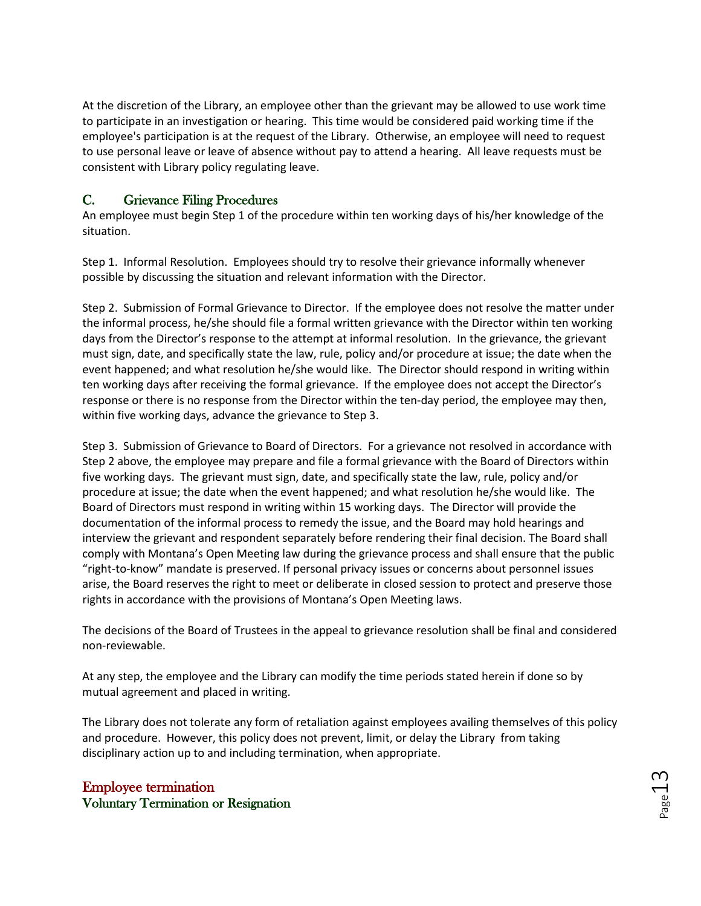At the discretion of the Library, an employee other than the grievant may be allowed to use work time to participate in an investigation or hearing. This time would be considered paid working time if the employee's participation is at the request of the Library. Otherwise, an employee will need to request to use personal leave or leave of absence without pay to attend a hearing. All leave requests must be consistent with Library policy regulating leave.

### C. Grievance Filing Procedures

An employee must begin Step 1 of the procedure within ten working days of his/her knowledge of the situation.

Step 1. Informal Resolution. Employees should try to resolve their grievance informally whenever possible by discussing the situation and relevant information with the Director.

Step 2. Submission of Formal Grievance to Director. If the employee does not resolve the matter under the informal process, he/she should file a formal written grievance with the Director within ten working days from the Director's response to the attempt at informal resolution. In the grievance, the grievant must sign, date, and specifically state the law, rule, policy and/or procedure at issue; the date when the event happened; and what resolution he/she would like. The Director should respond in writing within ten working days after receiving the formal grievance. If the employee does not accept the Director's response or there is no response from the Director within the ten-day period, the employee may then, within five working days, advance the grievance to Step 3.

Step 3. Submission of Grievance to Board of Directors. For a grievance not resolved in accordance with Step 2 above, the employee may prepare and file a formal grievance with the Board of Directors within five working days. The grievant must sign, date, and specifically state the law, rule, policy and/or procedure at issue; the date when the event happened; and what resolution he/she would like. The Board of Directors must respond in writing within 15 working days. The Director will provide the documentation of the informal process to remedy the issue, and the Board may hold hearings and interview the grievant and respondent separately before rendering their final decision. The Board shall comply with Montana's Open Meeting law during the grievance process and shall ensure that the public "right-to-know" mandate is preserved. If personal privacy issues or concerns about personnel issues arise, the Board reserves the right to meet or deliberate in closed session to protect and preserve those rights in accordance with the provisions of Montana's Open Meeting laws.

The decisions of the Board of Trustees in the appeal to grievance resolution shall be final and considered non-reviewable.

At any step, the employee and the Library can modify the time periods stated herein if done so by mutual agreement and placed in writing.

The Library does not tolerate any form of retaliation against employees availing themselves of this policy and procedure. However, this policy does not prevent, limit, or delay the Library from taking disciplinary action up to and including termination, when appropriate.

## Employee termination

### Voluntary Termination or Resignation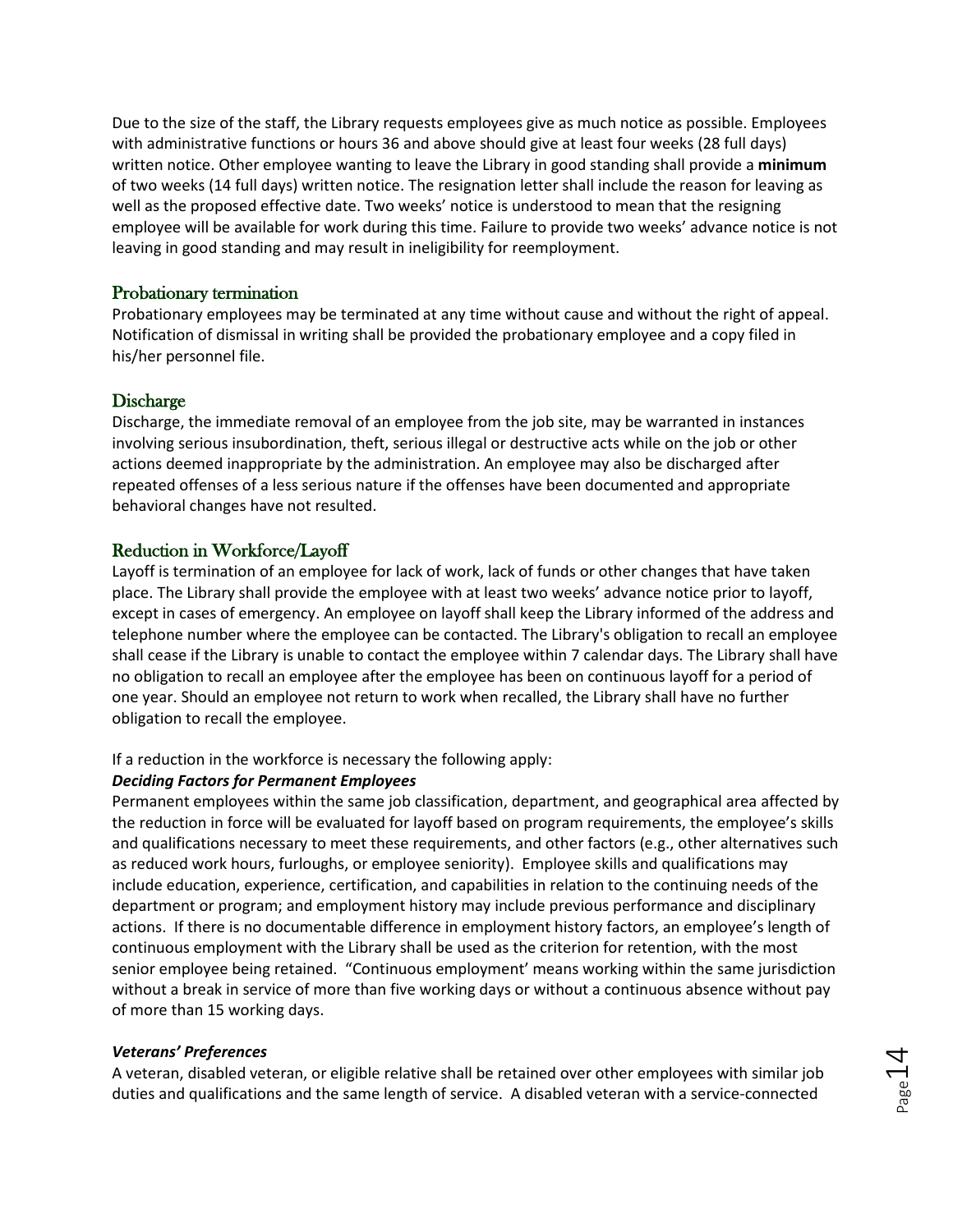Due to the size of the staff, the Library requests employees give as much notice as possible. Employees with administrative functions or hours 36 and above should give at least four weeks (28 full days) written notice. Other employee wanting to leave the Library in good standing shall provide a **minimum** of two weeks (14 full days) written notice. The resignation letter shall include the reason for leaving as well as the proposed effective date. Two weeks' notice is understood to mean that the resigning employee will be available for work during this time. Failure to provide two weeks' advance notice is not leaving in good standing and may result in ineligibility for reemployment.

## Probationary termination

Probationary employees may be terminated at any time without cause and without the right of appeal. Notification of dismissal in writing shall be provided the probationary employee and a copy filed in his/her personnel file.

## Discharge

Discharge, the immediate removal of an employee from the job site, may be warranted in instances involving serious insubordination, theft, serious illegal or destructive acts while on the job or other actions deemed inappropriate by the administration. An employee may also be discharged after repeated offenses of a less serious nature if the offenses have been documented and appropriate behavioral changes have not resulted.

## Reduction in Workforce/Layoff

Layoff is termination of an employee for lack of work, lack of funds or other changes that have taken place. The Library shall provide the employee with at least two weeks' advance notice prior to layoff, except in cases of emergency. An employee on layoff shall keep the Library informed of the address and telephone number where the employee can be contacted. The Library's obligation to recall an employee shall cease if the Library is unable to contact the employee within 7 calendar days. The Library shall have no obligation to recall an employee after the employee has been on continuous layoff for a period of one year. Should an employee not return to work when recalled, the Library shall have no further obligation to recall the employee.

If a reduction in the workforce is necessary the following apply:

***Deciding Factors for Permanent Employees***

Permanent employees within the same job classification, department, and geographical area affected by the reduction in force will be evaluated for layoff based on program requirements, the employee's skills and qualifications necessary to meet these requirements, and other factors (e.g., other alternatives such as reduced work hours, furloughs, or employee seniority). Employee skills and qualifications may include education, experience, certification, and capabilities in relation to the continuing needs of the department or program; and employment history may include previous performance and disciplinary actions. If there is no documentable difference in employment history factors, an employee's length of continuous employment with the Library shall be used as the criterion for retention, with the most senior employee being retained. "Continuous employment' means working within the same jurisdiction without a break in service of more than five working days or without a continuous absence without pay of more than 15 working days.

***Veterans' Preferences***

A veteran, disabled veteran, or eligible relative shall be retained over other employees with similar job duties and qualifications and the same length of service. A disabled veteran with a service-connected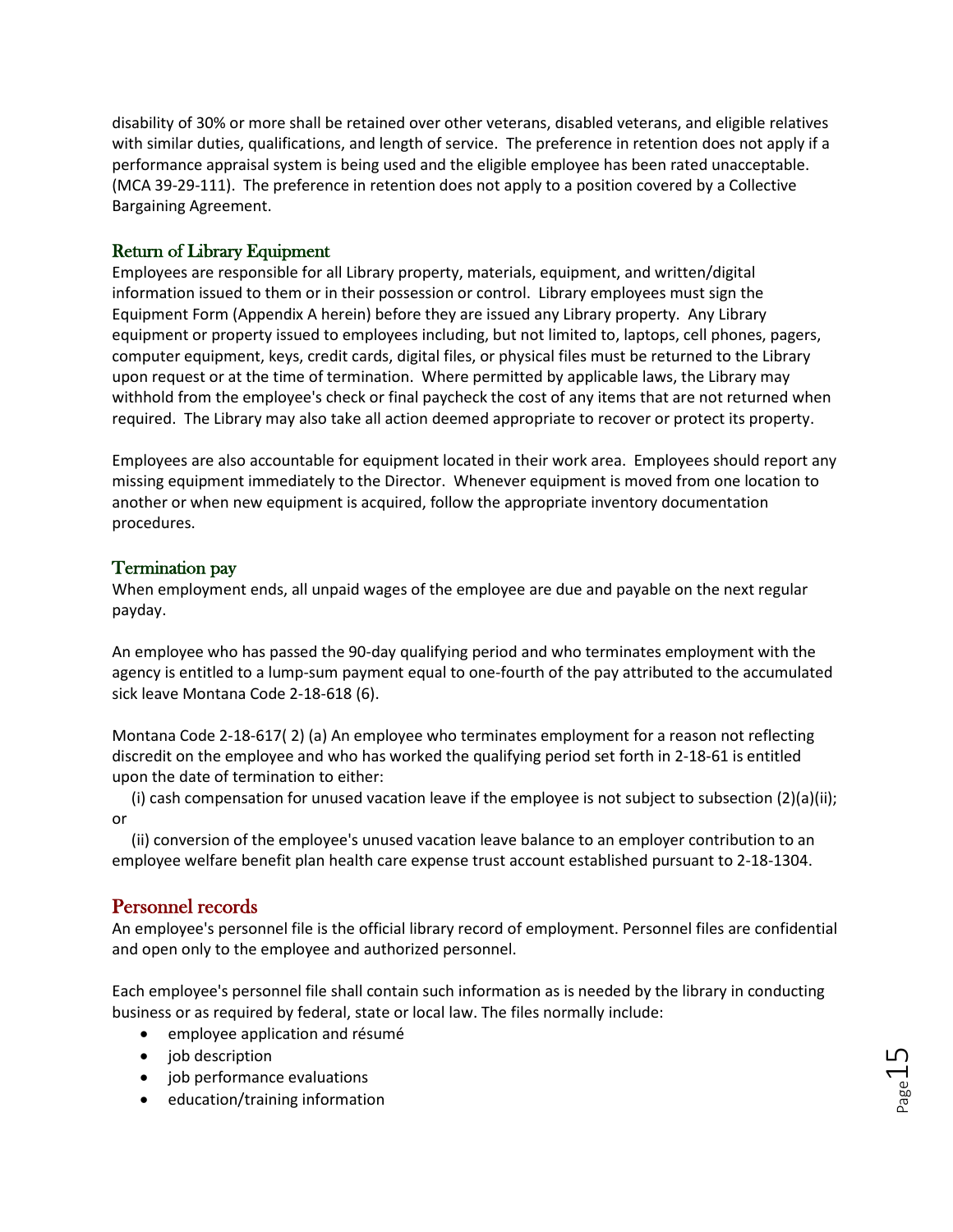disability of 30% or more shall be retained over other veterans, disabled veterans, and eligible relatives with similar duties, qualifications, and length of service. The preference in retention does not apply if a performance appraisal system is being used and the eligible employee has been rated unacceptable. (MCA 39-29-111). The preference in retention does not apply to a position covered by a Collective Bargaining Agreement.

### Return of Library Equipment

Employees are responsible for all Library property, materials, equipment, and written/digital information issued to them or in their possession or control. Library employees must sign the Equipment Form (Appendix A herein) before they are issued any Library property. Any Library equipment or property issued to employees including, but not limited to, laptops, cell phones, pagers, computer equipment, keys, credit cards, digital files, or physical files must be returned to the Library upon request or at the time of termination. Where permitted by applicable laws, the Library may withhold from the employee's check or final paycheck the cost of any items that are not returned when required. The Library may also take all action deemed appropriate to recover or protect its property.

Employees are also accountable for equipment located in their work area. Employees should report any missing equipment immediately to the Director. Whenever equipment is moved from one location to another or when new equipment is acquired, follow the appropriate inventory documentation procedures.

### Termination pay

When employment ends, all unpaid wages of the employee are due and payable on the next regular payday.

An employee who has passed the 90-day qualifying period and who terminates employment with the agency is entitled to a lump-sum payment equal to one-fourth of the pay attributed to the accumulated sick leave Montana Code 2-18-618 (6).

Montana Code 2-18-617( 2) (a) An employee who terminates employment for a reason not reflecting discredit on the employee and who has worked the qualifying period set forth in 2-18-61 is entitled upon the date of termination to either:

(i) cash compensation for unused vacation leave if the employee is not subject to subsection (2)(a)(ii); or

(ii) conversion of the employee's unused vacation leave balance to an employer contribution to an employee welfare benefit plan health care expense trust account established pursuant to 2-18-1304.

## Personnel records

An employee's personnel file is the official library record of employment. Personnel files are confidential and open only to the employee and authorized personnel.

Each employee's personnel file shall contain such information as is needed by the library in conducting business or as required by federal, state or local law. The files normally include:

- employee application and résumé
- job description
- job performance evaluations
- education/training information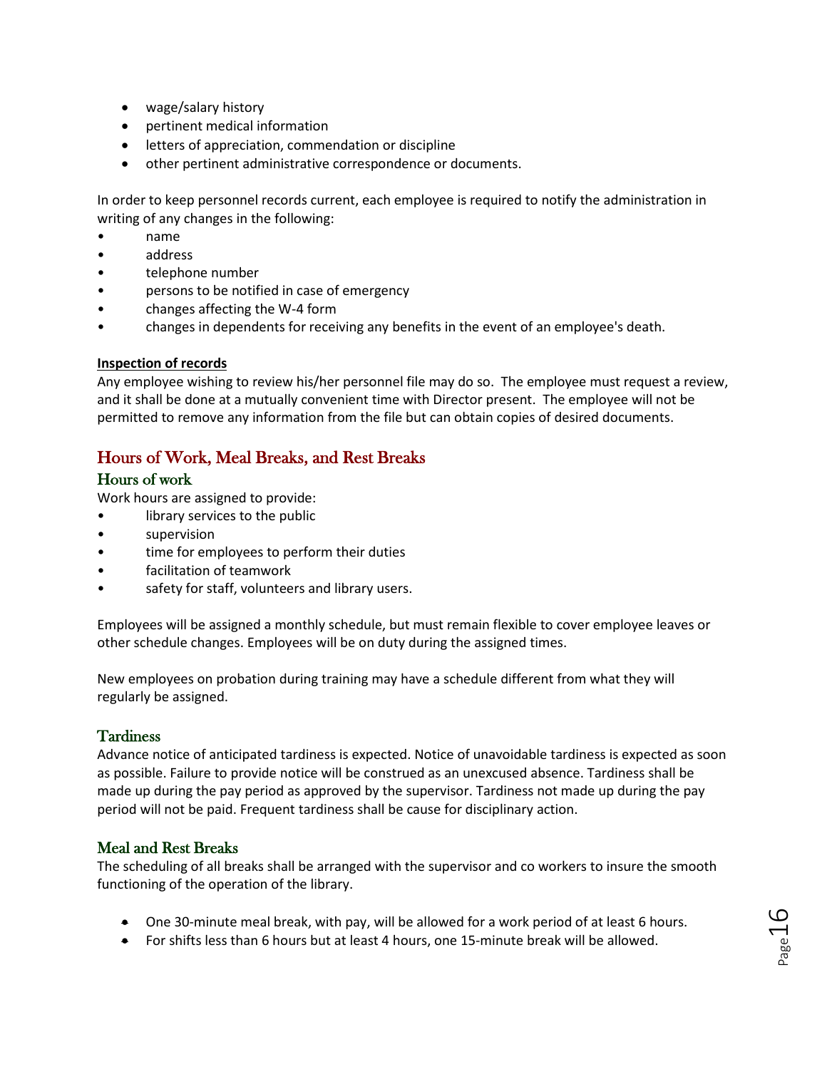- wage/salary history
- pertinent medical information
- letters of appreciation, commendation or discipline
- other pertinent administrative correspondence or documents.

In order to keep personnel records current, each employee is required to notify the administration in writing of any changes in the following:

- name
- address
- telephone number
- persons to be notified in case of emergency
- changes affecting the W-4 form
- changes in dependents for receiving any benefits in the event of an employee's death.

**Inspection of records**

Any employee wishing to review his/her personnel file may do so. The employee must request a review, and it shall be done at a mutually convenient time with Director present. The employee will not be permitted to remove any information from the file but can obtain copies of desired documents.

## Hours of Work, Meal Breaks, and Rest Breaks

### Hours of work

Work hours are assigned to provide:

- library services to the public
- supervision
- time for employees to perform their duties
- facilitation of teamwork
- safety for staff, volunteers and library users.

Employees will be assigned a monthly schedule, but must remain flexible to cover employee leaves or other schedule changes. Employees will be on duty during the assigned times.

New employees on probation during training may have a schedule different from what they will regularly be assigned.

### Tardiness

Advance notice of anticipated tardiness is expected. Notice of unavoidable tardiness is expected as soon as possible. Failure to provide notice will be construed as an unexcused absence. Tardiness shall be made up during the pay period as approved by the supervisor. Tardiness not made up during the pay period will not be paid. Frequent tardiness shall be cause for disciplinary action.

### Meal and Rest Breaks

The scheduling of all breaks shall be arranged with the supervisor and co workers to insure the smooth functioning of the operation of the library.

- One 30-minute meal break, with pay, will be allowed for a work period of at least 6 hours.
- For shifts less than 6 hours but at least 4 hours, one 15-minute break will be allowed.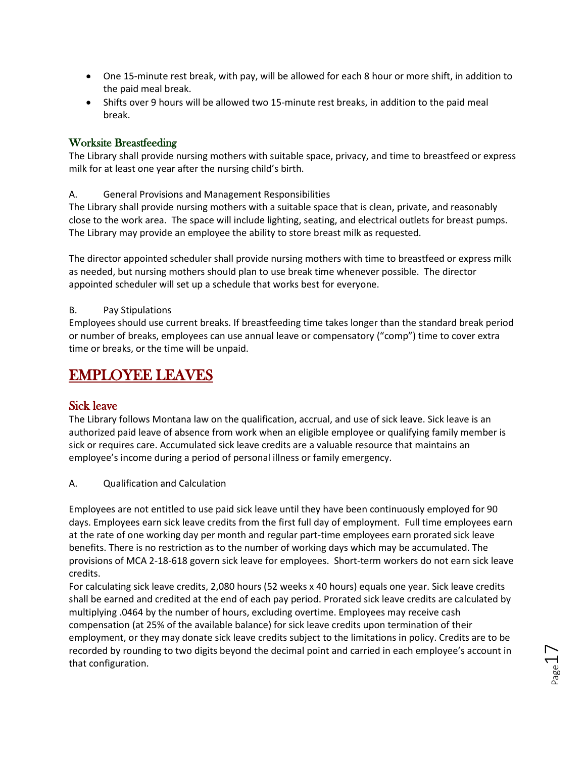- One 15-minute rest break, with pay, will be allowed for each 8 hour or more shift, in addition to the paid meal break.
- Shifts over 9 hours will be allowed two 15-minute rest breaks, in addition to the paid meal break.

### Worksite Breastfeeding

The Library shall provide nursing mothers with suitable space, privacy, and time to breastfeed or express milk for at least one year after the nursing child's birth.

A. General Provisions and Management Responsibilities

The Library shall provide nursing mothers with a suitable space that is clean, private, and reasonably close to the work area. The space will include lighting, seating, and electrical outlets for breast pumps. The Library may provide an employee the ability to store breast milk as requested.

The director appointed scheduler shall provide nursing mothers with time to breastfeed or express milk as needed, but nursing mothers should plan to use break time whenever possible. The director appointed scheduler will set up a schedule that works best for everyone.

B. Pay Stipulations

Employees should use current breaks. If breastfeeding time takes longer than the standard break period or number of breaks, employees can use annual leave or compensatory ("comp") time to cover extra time or breaks, or the time will be unpaid.

## EMPLOYEE LEAVES

### Sick leave

The Library follows Montana law on the qualification, accrual, and use of sick leave. Sick leave is an authorized paid leave of absence from work when an eligible employee or qualifying family member is sick or requires care. Accumulated sick leave credits are a valuable resource that maintains an employee's income during a period of personal illness or family emergency.

A. Qualification and Calculation

Employees are not entitled to use paid sick leave until they have been continuously employed for 90 days. Employees earn sick leave credits from the first full day of employment. Full time employees earn at the rate of one working day per month and regular part-time employees earn prorated sick leave benefits. There is no restriction as to the number of working days which may be accumulated. The provisions of MCA 2-18-618 govern sick leave for employees. Short-term workers do not earn sick leave credits.

For calculating sick leave credits, 2,080 hours (52 weeks x 40 hours) equals one year. Sick leave credits shall be earned and credited at the end of each pay period. Prorated sick leave credits are calculated by multiplying .0464 by the number of hours, excluding overtime. Employees may receive cash compensation (at 25% of the available balance) for sick leave credits upon termination of their employment, or they may donate sick leave credits subject to the limitations in policy. Credits are to be recorded by rounding to two digits beyond the decimal point and carried in each employee's account in that configuration.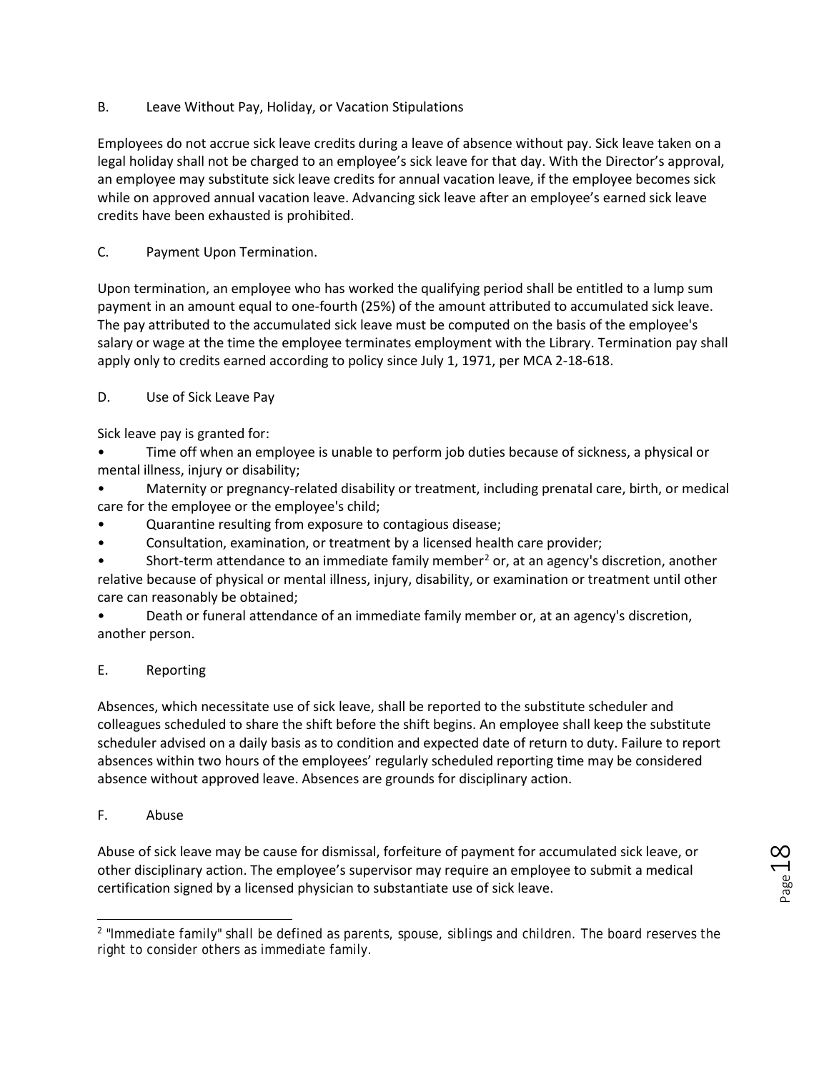### B. Leave Without Pay, Holiday, or Vacation Stipulations

Employees do not accrue sick leave credits during a leave of absence without pay. Sick leave taken on a legal holiday shall not be charged to an employee's sick leave for that day. With the Director's approval, an employee may substitute sick leave credits for annual vacation leave, if the employee becomes sick while on approved annual vacation leave. Advancing sick leave after an employee's earned sick leave credits have been exhausted is prohibited.

### C. Payment Upon Termination.

Upon termination, an employee who has worked the qualifying period shall be entitled to a lump sum payment in an amount equal to one-fourth (25%) of the amount attributed to accumulated sick leave. The pay attributed to the accumulated sick leave must be computed on the basis of the employee's salary or wage at the time the employee terminates employment with the Library. Termination pay shall apply only to credits earned according to policy since July 1, 1971, per MCA 2-18-618.

### D. Use of Sick Leave Pay

Sick leave pay is granted for:

- Time off when an employee is unable to perform job duties because of sickness, a physical or mental illness, injury or disability;
- Maternity or pregnancy-related disability or treatment, including prenatal care, birth, or medical care for the employee or the employee's child;
- Quarantine resulting from exposure to contagious disease;
- Consultation, examination, or treatment by a licensed health care provider;
- Short-term attendance to an immediate family member[2] or, at an agency's discretion, another relative because of physical or mental illness, injury, disability, or examination or treatment until other care can reasonably be obtained;
- Death or funeral attendance of an immediate family member or, at an agency's discretion, another person.

### E. Reporting

Absences, which necessitate use of sick leave, shall be reported to the substitute scheduler and colleagues scheduled to share the shift before the shift begins. An employee shall keep the substitute scheduler advised on a daily basis as to condition and expected date of return to duty. Failure to report absences within two hours of the employees' regularly scheduled reporting time may be considered absence without approved leave. Absences are grounds for disciplinary action.

### F. Abuse

Abuse of sick leave may be cause for dismissal, forfeiture of payment for accumulated sick leave, or other disciplinary action. The employee's supervisor may require an employee to submit a medical certification signed by a licensed physician to substantiate use of sick leave.

---

[2] "Immediate family" shall be defined as parents, spouse, siblings and children. The board reserves the right to consider others as immediate family.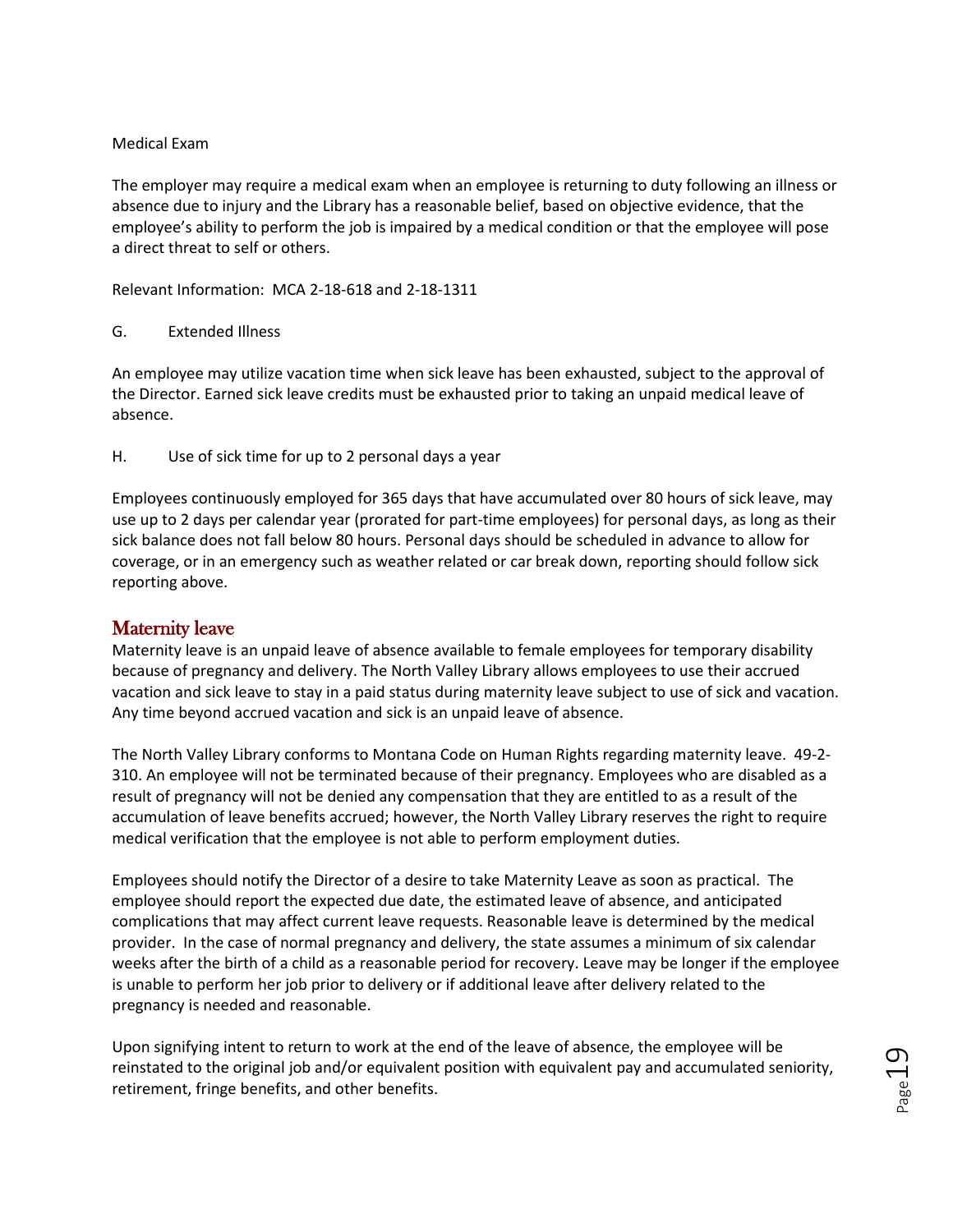Medical Exam

The employer may require a medical exam when an employee is returning to duty following an illness or absence due to injury and the Library has a reasonable belief, based on objective evidence, that the employee's ability to perform the job is impaired by a medical condition or that the employee will pose a direct threat to self or others.

Relevant Information: MCA 2-18-618 and 2-18-1311

G. Extended Illness

An employee may utilize vacation time when sick leave has been exhausted, subject to the approval of the Director. Earned sick leave credits must be exhausted prior to taking an unpaid medical leave of absence.

H. Use of sick time for up to 2 personal days a year

Employees continuously employed for 365 days that have accumulated over 80 hours of sick leave, may use up to 2 days per calendar year (prorated for part-time employees) for personal days, as long as their sick balance does not fall below 80 hours. Personal days should be scheduled in advance to allow for coverage, or in an emergency such as weather related or car break down, reporting should follow sick reporting above.

## Maternity leave

Maternity leave is an unpaid leave of absence available to female employees for temporary disability because of pregnancy and delivery. The North Valley Library allows employees to use their accrued vacation and sick leave to stay in a paid status during maternity leave subject to use of sick and vacation. Any time beyond accrued vacation and sick is an unpaid leave of absence.

The North Valley Library conforms to Montana Code on Human Rights regarding maternity leave. 49-2-310. An employee will not be terminated because of their pregnancy. Employees who are disabled as a result of pregnancy will not be denied any compensation that they are entitled to as a result of the accumulation of leave benefits accrued; however, the North Valley Library reserves the right to require medical verification that the employee is not able to perform employment duties.

Employees should notify the Director of a desire to take Maternity Leave as soon as practical. The employee should report the expected due date, the estimated leave of absence, and anticipated complications that may affect current leave requests. Reasonable leave is determined by the medical provider. In the case of normal pregnancy and delivery, the state assumes a minimum of six calendar weeks after the birth of a child as a reasonable period for recovery. Leave may be longer if the employee is unable to perform her job prior to delivery or if additional leave after delivery related to the pregnancy is needed and reasonable.

Upon signifying intent to return to work at the end of the leave of absence, the employee will be reinstated to the original job and/or equivalent position with equivalent pay and accumulated seniority, retirement, fringe benefits, and other benefits.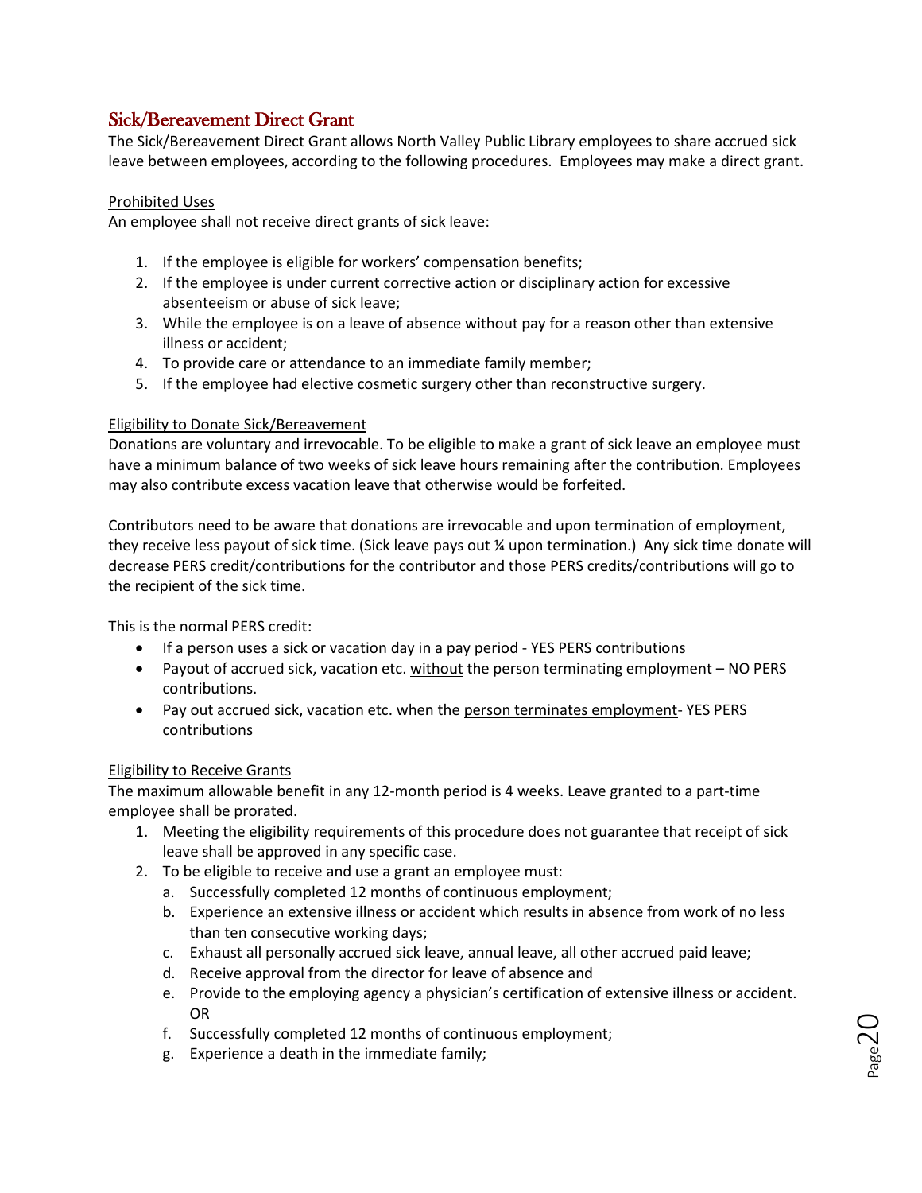## Sick/Bereavement Direct Grant

The Sick/Bereavement Direct Grant allows North Valley Public Library employees to share accrued sick leave between employees, according to the following procedures. Employees may make a direct grant.

<u>Prohibited Uses</u>

An employee shall not receive direct grants of sick leave:

1. If the employee is eligible for workers' compensation benefits;
2. If the employee is under current corrective action or disciplinary action for excessive absenteeism or abuse of sick leave;
3. While the employee is on a leave of absence without pay for a reason other than extensive illness or accident;
4. To provide care or attendance to an immediate family member;
5. If the employee had elective cosmetic surgery other than reconstructive surgery.

<u>Eligibility to Donate Sick/Bereavement</u>

Donations are voluntary and irrevocable. To be eligible to make a grant of sick leave an employee must have a minimum balance of two weeks of sick leave hours remaining after the contribution. Employees may also contribute excess vacation leave that otherwise would be forfeited.

Contributors need to be aware that donations are irrevocable and upon termination of employment, they receive less payout of sick time. (Sick leave pays out ¼ upon termination.) Any sick time donate will decrease PERS credit/contributions for the contributor and those PERS credits/contributions will go to the recipient of the sick time.

This is the normal PERS credit:

- If a person uses a sick or vacation day in a pay period - YES PERS contributions
- Payout of accrued sick, vacation etc. <u>without</u> the person terminating employment – NO PERS contributions.
- Pay out accrued sick, vacation etc. when the <u>person terminates employment</u>- YES PERS contributions

<u>Eligibility to Receive Grants</u>

The maximum allowable benefit in any 12-month period is 4 weeks. Leave granted to a part-time employee shall be prorated.

1. Meeting the eligibility requirements of this procedure does not guarantee that receipt of sick leave shall be approved in any specific case.
2. To be eligible to receive and use a grant an employee must:
   a. Successfully completed 12 months of continuous employment;
   b. Experience an extensive illness or accident which results in absence from work of no less than ten consecutive working days;
   c. Exhaust all personally accrued sick leave, annual leave, all other accrued paid leave;
   d. Receive approval from the director for leave of absence and
   e. Provide to the employing agency a physician's certification of extensive illness or accident. OR
   f. Successfully completed 12 months of continuous employment;
   g. Experience a death in the immediate family;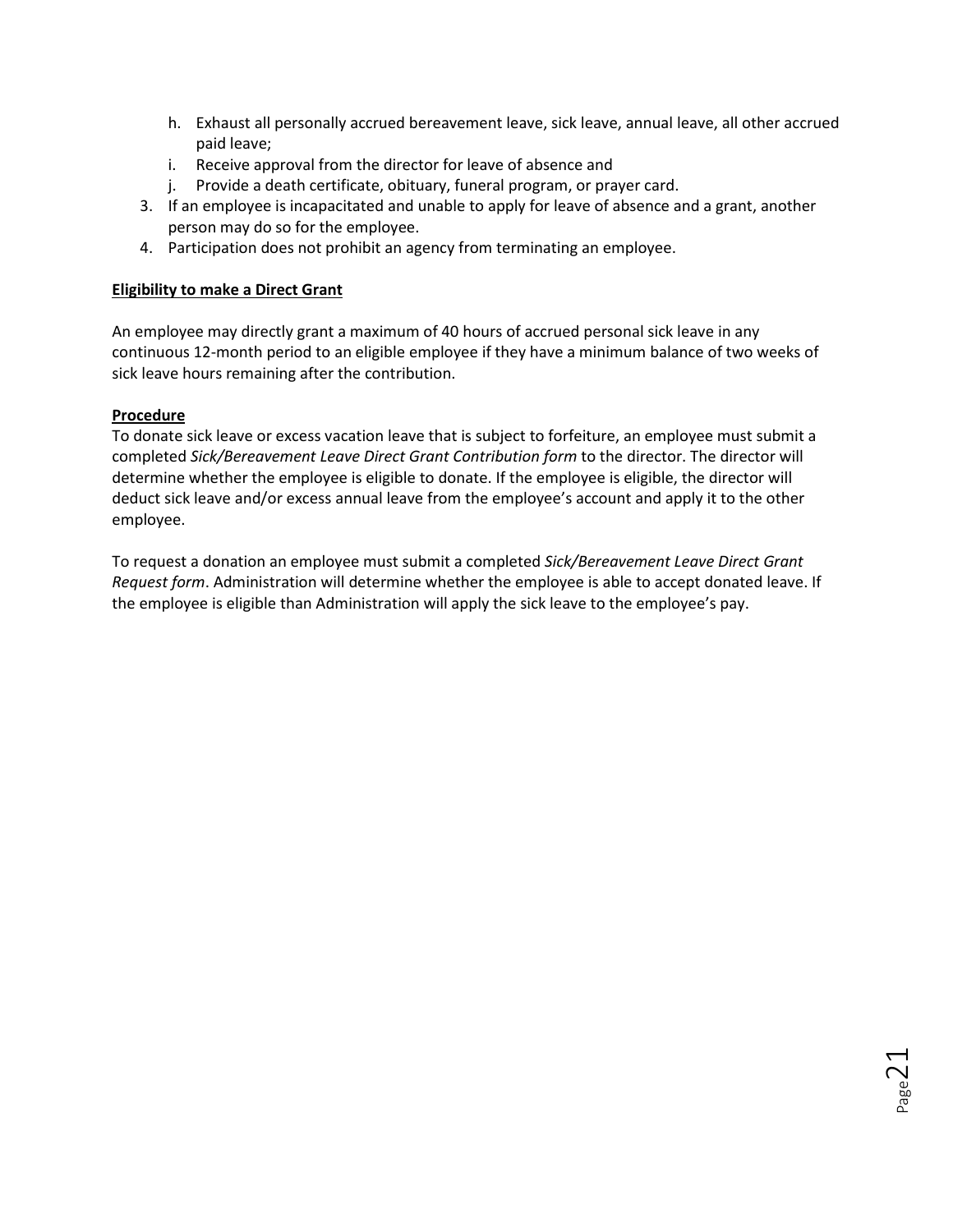h. Exhaust all personally accrued bereavement leave, sick leave, annual leave, all other accrued paid leave;
   i. Receive approval from the director for leave of absence and
   j. Provide a death certificate, obituary, funeral program, or prayer card.
3. If an employee is incapacitated and unable to apply for leave of absence and a grant, another person may do so for the employee.
4. Participation does not prohibit an agency from terminating an employee.

**Eligibility to make a Direct Grant**

An employee may directly grant a maximum of 40 hours of accrued personal sick leave in any continuous 12-month period to an eligible employee if they have a minimum balance of two weeks of sick leave hours remaining after the contribution.

**Procedure**

To donate sick leave or excess vacation leave that is subject to forfeiture, an employee must submit a completed *Sick/Bereavement Leave Direct Grant Contribution form* to the director. The director will determine whether the employee is eligible to donate. If the employee is eligible, the director will deduct sick leave and/or excess annual leave from the employee's account and apply it to the other employee.

To request a donation an employee must submit a completed *Sick/Bereavement Leave Direct Grant Request form*. Administration will determine whether the employee is able to accept donated leave. If the employee is eligible than Administration will apply the sick leave to the employee's pay.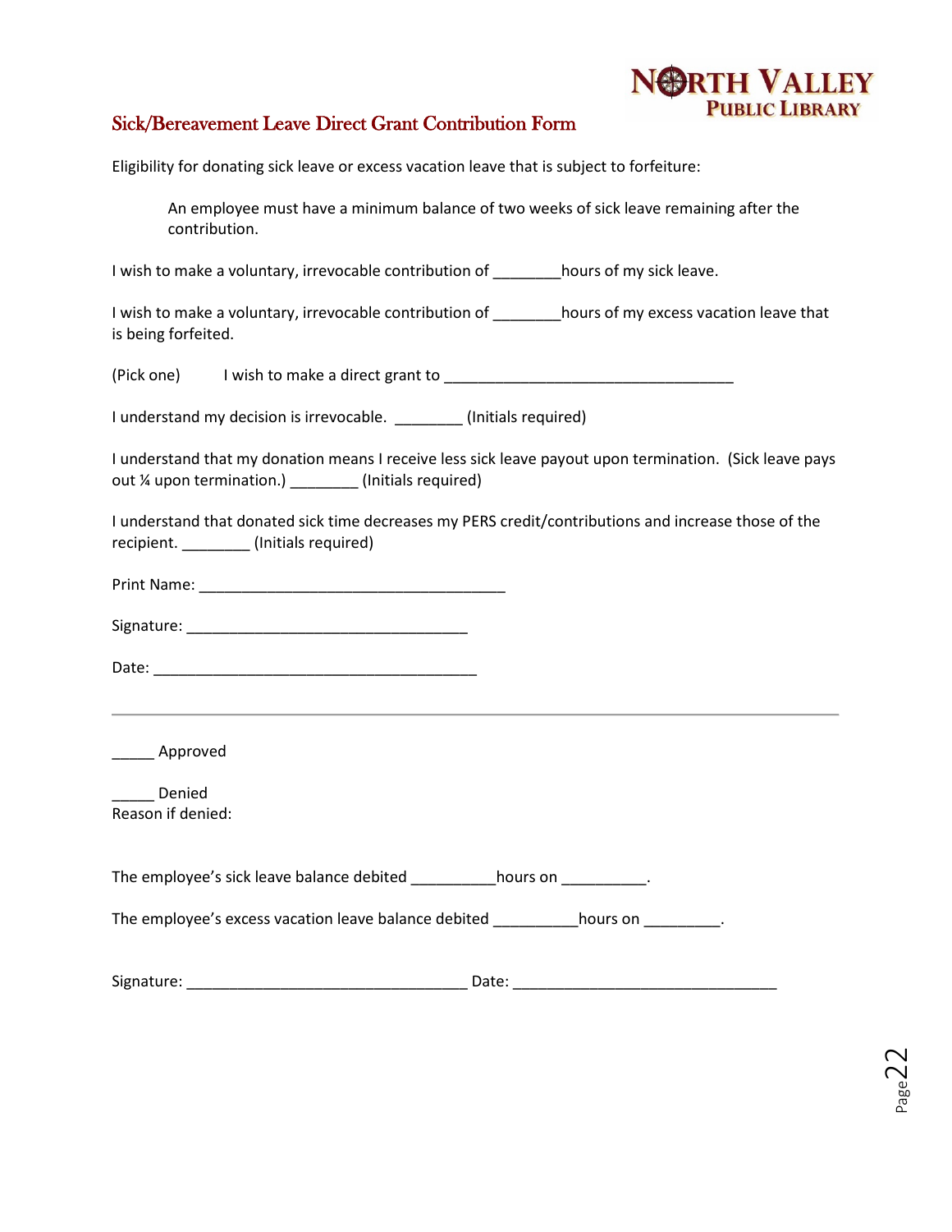NORTH VALLEY PUBLIC LIBRARY

## Sick/Bereavement Leave Direct Grant Contribution Form

Eligibility for donating sick leave or excess vacation leave that is subject to forfeiture:

> An employee must have a minimum balance of two weeks of sick leave remaining after the contribution.

I wish to make a voluntary, irrevocable contribution of ________hours of my sick leave.

I wish to make a voluntary, irrevocable contribution of ________hours of my excess vacation leave that is being forfeited.

(Pick one)  I wish to make a direct grant to ___________________________________

I understand my decision is irrevocable. ________ (Initials required)

I understand that my donation means I receive less sick leave payout upon termination. (Sick leave pays out ¼ upon termination.) ________ (Initials required)

I understand that donated sick time decreases my PERS credit/contributions and increase those of the recipient. ________ (Initials required)

Print Name: ____________________________________

Signature: _________________________________

Date: ______________________________________

---

_____ Approved

_____ Denied
Reason if denied:

The employee's sick leave balance debited __________hours on __________.

The employee's excess vacation leave balance debited __________hours on _________.

Signature: _________________________________ Date: _______________________________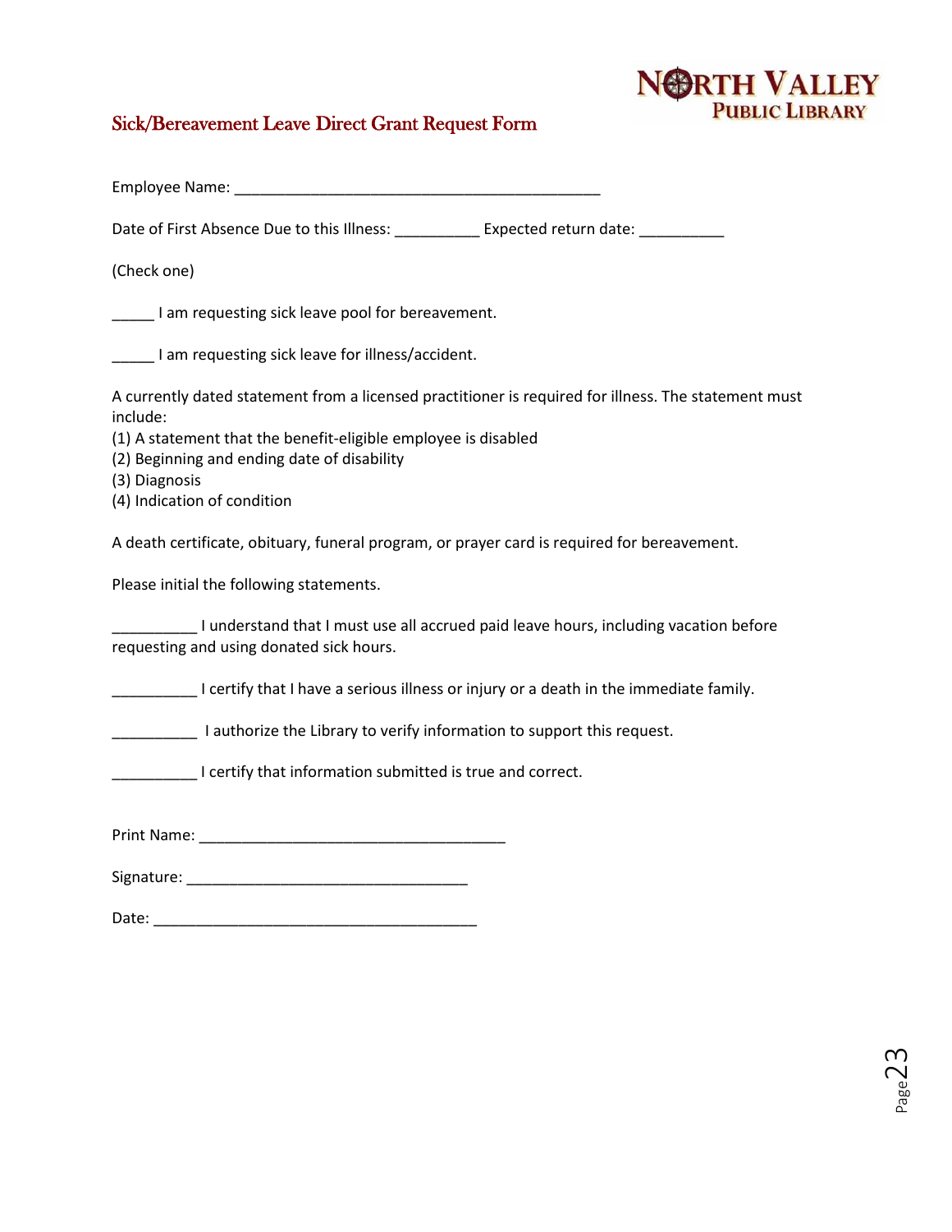NORTH VALLEY PUBLIC LIBRARY

## Sick/Bereavement Leave Direct Grant Request Form

Employee Name: ____________________________________________

Date of First Absence Due to this Illness: __________ Expected return date: __________

(Check one)

_____ I am requesting sick leave pool for bereavement.

_____ I am requesting sick leave for illness/accident.

A currently dated statement from a licensed practitioner is required for illness. The statement must include:
(1) A statement that the benefit-eligible employee is disabled
(2) Beginning and ending date of disability
(3) Diagnosis
(4) Indication of condition

A death certificate, obituary, funeral program, or prayer card is required for bereavement.

Please initial the following statements.

__________ I understand that I must use all accrued paid leave hours, including vacation before requesting and using donated sick hours.

__________ I certify that I have a serious illness or injury or a death in the immediate family.

__________ I authorize the Library to verify information to support this request.

__________ I certify that information submitted is true and correct.

Print Name: ____________________________________

Signature: _________________________________

Date: _______________________________________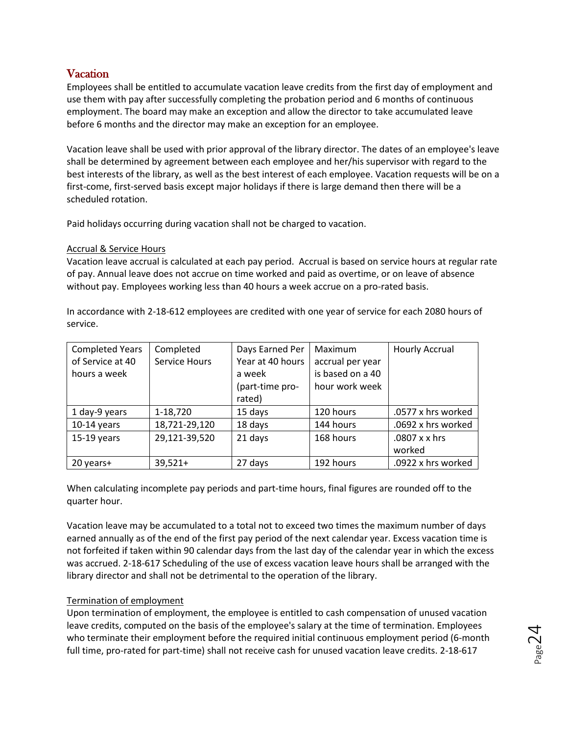## Vacation

Employees shall be entitled to accumulate vacation leave credits from the first day of employment and use them with pay after successfully completing the probation period and 6 months of continuous employment. The board may make an exception and allow the director to take accumulated leave before 6 months and the director may make an exception for an employee.

Vacation leave shall be used with prior approval of the library director. The dates of an employee's leave shall be determined by agreement between each employee and her/his supervisor with regard to the best interests of the library, as well as the best interest of each employee. Vacation requests will be on a first-come, first-served basis except major holidays if there is large demand then there will be a scheduled rotation.

Paid holidays occurring during vacation shall not be charged to vacation.

### Accrual & Service Hours

Vacation leave accrual is calculated at each pay period. Accrual is based on service hours at regular rate of pay. Annual leave does not accrue on time worked and paid as overtime, or on leave of absence without pay. Employees working less than 40 hours a week accrue on a pro-rated basis.

In accordance with 2-18-612 employees are credited with one year of service for each 2080 hours of service.

| Completed Years of Service at 40 hours a week | Completed Service Hours | Days Earned Per Year at 40 hours a week (part-time pro-rated) | Maximum accrual per year is based on a 40 hour work week | Hourly Accrual |
|---|---|---|---|---|
| 1 day-9 years | 1-18,720 | 15 days | 120 hours | .0577 x hrs worked |
| 10-14 years | 18,721-29,120 | 18 days | 144 hours | .0692 x hrs worked |
| 15-19 years | 29,121-39,520 | 21 days | 168 hours | .0807 x x hrs worked |
| 20 years+ | 39,521+ | 27 days | 192 hours | .0922 x hrs worked |

When calculating incomplete pay periods and part-time hours, final figures are rounded off to the quarter hour.

Vacation leave may be accumulated to a total not to exceed two times the maximum number of days earned annually as of the end of the first pay period of the next calendar year. Excess vacation time is not forfeited if taken within 90 calendar days from the last day of the calendar year in which the excess was accrued. 2-18-617 Scheduling of the use of excess vacation leave hours shall be arranged with the library director and shall not be detrimental to the operation of the library.

### Termination of employment

Upon termination of employment, the employee is entitled to cash compensation of unused vacation leave credits, computed on the basis of the employee's salary at the time of termination. Employees who terminate their employment before the required initial continuous employment period (6-month full time, pro-rated for part-time) shall not receive cash for unused vacation leave credits. 2-18-617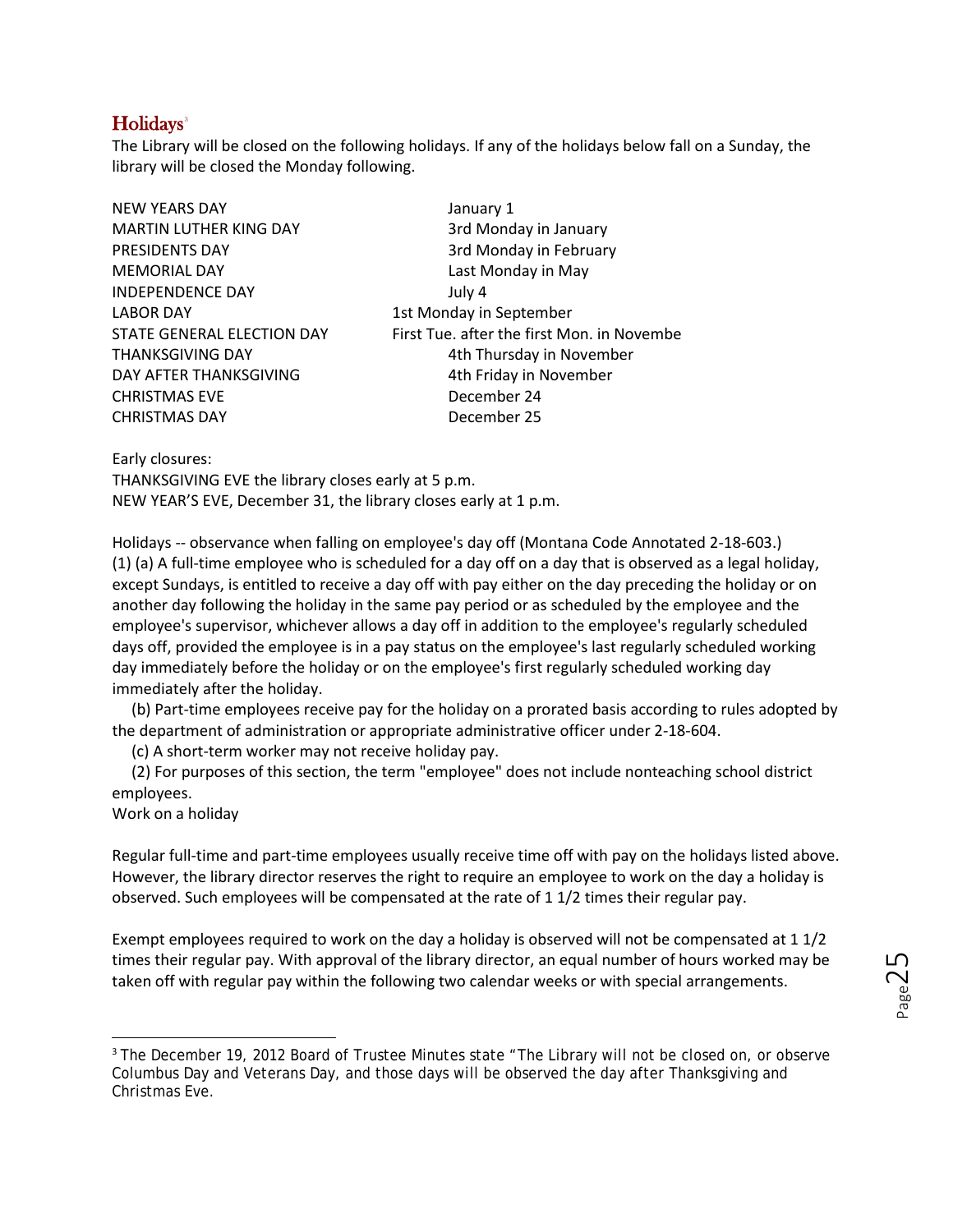## Holidays[3]

The Library will be closed on the following holidays. If any of the holidays below fall on a Sunday, the library will be closed the Monday following.

| | |
|---|---|
| NEW YEARS DAY | January 1 |
| MARTIN LUTHER KING DAY | 3rd Monday in January |
| PRESIDENTS DAY | 3rd Monday in February |
| MEMORIAL DAY | Last Monday in May |
| INDEPENDENCE DAY | July 4 |
| LABOR DAY | 1st Monday in September |
| STATE GENERAL ELECTION DAY | First Tue. after the first Mon. in Novembe |
| THANKSGIVING DAY | 4th Thursday in November |
| DAY AFTER THANKSGIVING | 4th Friday in November |
| CHRISTMAS EVE | December 24 |
| CHRISTMAS DAY | December 25 |

Early closures:
THANKSGIVING EVE the library closes early at 5 p.m.
NEW YEAR'S EVE, December 31, the library closes early at 1 p.m.

Holidays -- observance when falling on employee's day off (Montana Code Annotated 2-18-603.)
(1) (a) A full-time employee who is scheduled for a day off on a day that is observed as a legal holiday, except Sundays, is entitled to receive a day off with pay either on the day preceding the holiday or on another day following the holiday in the same pay period or as scheduled by the employee and the employee's supervisor, whichever allows a day off in addition to the employee's regularly scheduled days off, provided the employee is in a pay status on the employee's last regularly scheduled working day immediately before the holiday or on the employee's first regularly scheduled working day immediately after the holiday.

(b) Part-time employees receive pay for the holiday on a prorated basis according to rules adopted by the department of administration or appropriate administrative officer under 2-18-604.

(c) A short-term worker may not receive holiday pay.

(2) For purposes of this section, the term "employee" does not include nonteaching school district employees.

Work on a holiday

Regular full-time and part-time employees usually receive time off with pay on the holidays listed above. However, the library director reserves the right to require an employee to work on the day a holiday is observed. Such employees will be compensated at the rate of 1 1/2 times their regular pay.

Exempt employees required to work on the day a holiday is observed will not be compensated at 1 1/2 times their regular pay. With approval of the library director, an equal number of hours worked may be taken off with regular pay within the following two calendar weeks or with special arrangements.

---

[3] The December 19, 2012 Board of Trustee Minutes state "The Library will not be closed on, or observe Columbus Day and Veterans Day, and those days will be observed the day after Thanksgiving and Christmas Eve.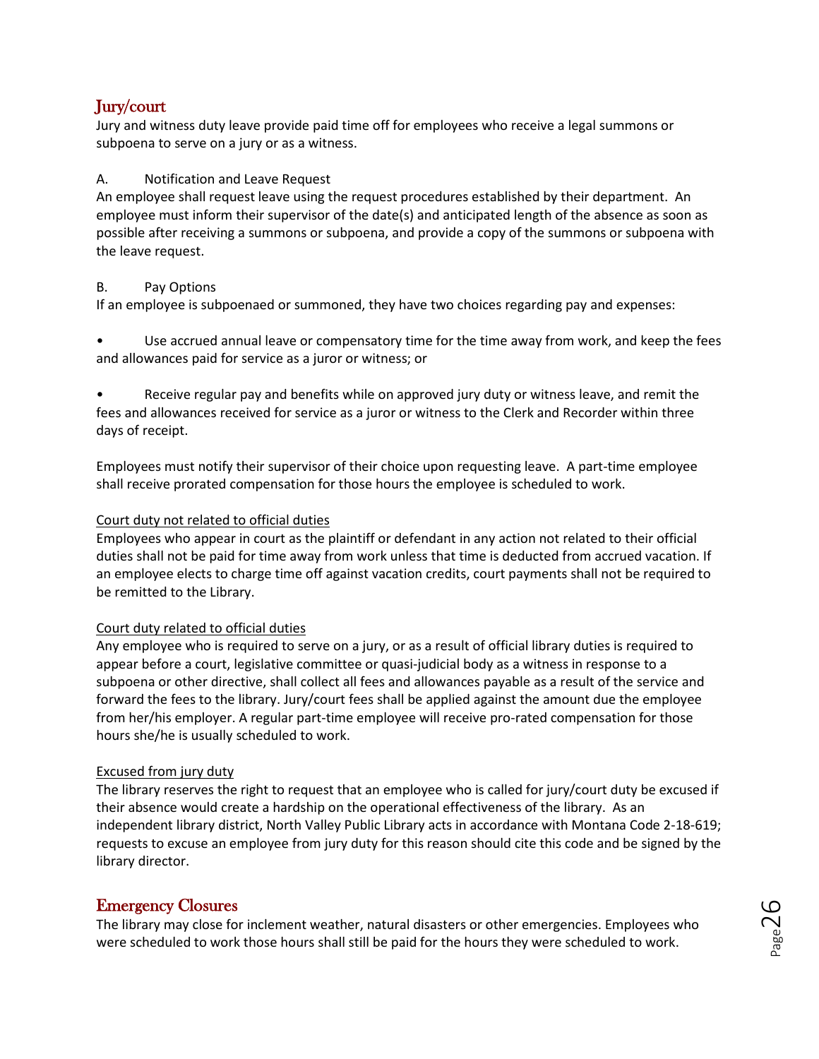## Jury/court

Jury and witness duty leave provide paid time off for employees who receive a legal summons or subpoena to serve on a jury or as a witness.

A. Notification and Leave Request

An employee shall request leave using the request procedures established by their department. An employee must inform their supervisor of the date(s) and anticipated length of the absence as soon as possible after receiving a summons or subpoena, and provide a copy of the summons or subpoena with the leave request.

B. Pay Options

If an employee is subpoenaed or summoned, they have two choices regarding pay and expenses:

- Use accrued annual leave or compensatory time for the time away from work, and keep the fees and allowances paid for service as a juror or witness; or
- Receive regular pay and benefits while on approved jury duty or witness leave, and remit the fees and allowances received for service as a juror or witness to the Clerk and Recorder within three days of receipt.

Employees must notify their supervisor of their choice upon requesting leave. A part-time employee shall receive prorated compensation for those hours the employee is scheduled to work.

<u>Court duty not related to official duties</u>

Employees who appear in court as the plaintiff or defendant in any action not related to their official duties shall not be paid for time away from work unless that time is deducted from accrued vacation. If an employee elects to charge time off against vacation credits, court payments shall not be required to be remitted to the Library.

<u>Court duty related to official duties</u>

Any employee who is required to serve on a jury, or as a result of official library duties is required to appear before a court, legislative committee or quasi-judicial body as a witness in response to a subpoena or other directive, shall collect all fees and allowances payable as a result of the service and forward the fees to the library. Jury/court fees shall be applied against the amount due the employee from her/his employer. A regular part-time employee will receive pro-rated compensation for those hours she/he is usually scheduled to work.

<u>Excused from jury duty</u>

The library reserves the right to request that an employee who is called for jury/court duty be excused if their absence would create a hardship on the operational effectiveness of the library. As an independent library district, North Valley Public Library acts in accordance with Montana Code 2-18-619; requests to excuse an employee from jury duty for this reason should cite this code and be signed by the library director.

## Emergency Closures

The library may close for inclement weather, natural disasters or other emergencies. Employees who were scheduled to work those hours shall still be paid for the hours they were scheduled to work.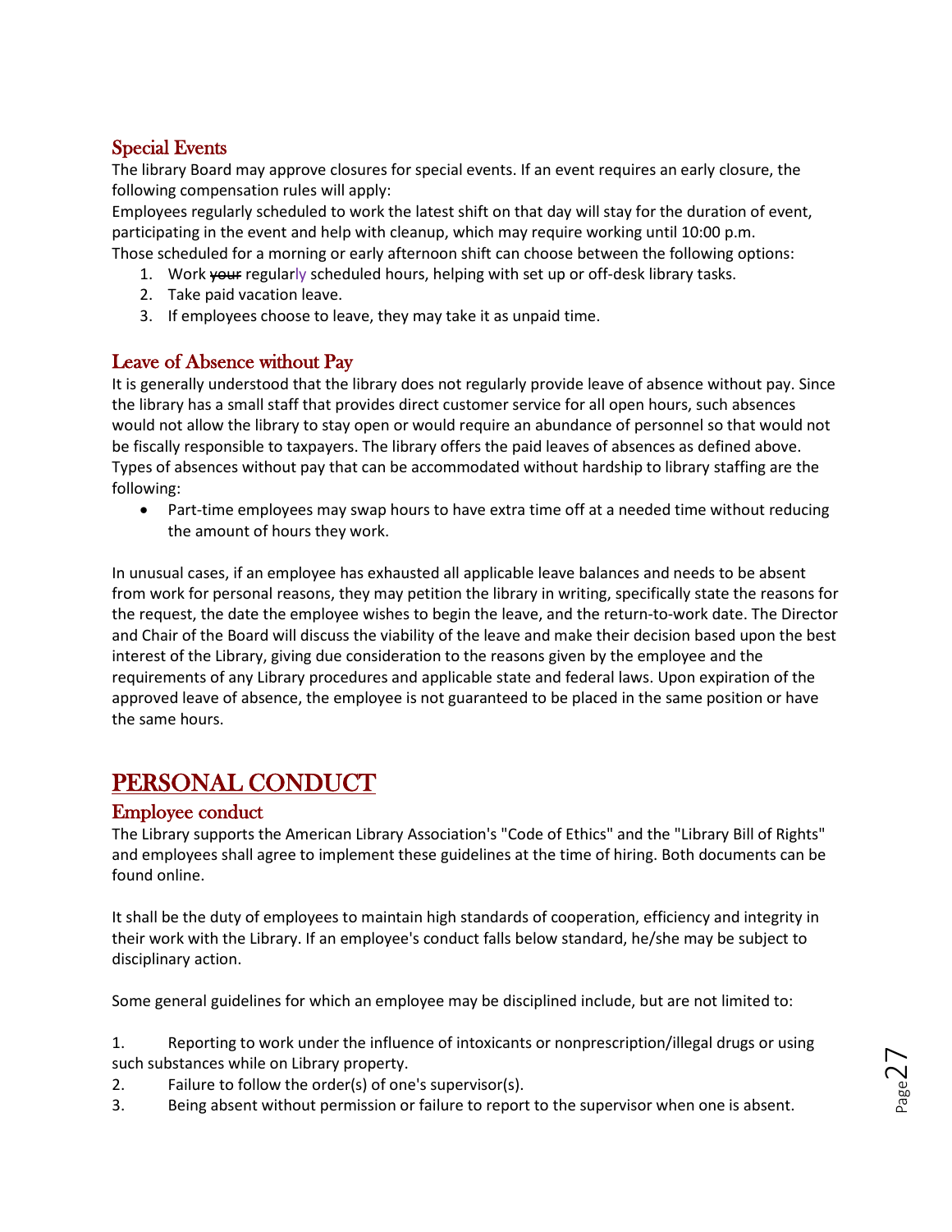### Special Events

The library Board may approve closures for special events. If an event requires an early closure, the following compensation rules will apply:

Employees regularly scheduled to work the latest shift on that day will stay for the duration of event, participating in the event and help with cleanup, which may require working until 10:00 p.m.

Those scheduled for a morning or early afternoon shift can choose between the following options:

1. Work ~~your~~ regularly scheduled hours, helping with set up or off-desk library tasks.
2. Take paid vacation leave.
3. If employees choose to leave, they may take it as unpaid time.

### Leave of Absence without Pay

It is generally understood that the library does not regularly provide leave of absence without pay. Since the library has a small staff that provides direct customer service for all open hours, such absences would not allow the library to stay open or would require an abundance of personnel so that would not be fiscally responsible to taxpayers. The library offers the paid leaves of absences as defined above. Types of absences without pay that can be accommodated without hardship to library staffing are the following:

- Part-time employees may swap hours to have extra time off at a needed time without reducing the amount of hours they work.

In unusual cases, if an employee has exhausted all applicable leave balances and needs to be absent from work for personal reasons, they may petition the library in writing, specifically state the reasons for the request, the date the employee wishes to begin the leave, and the return-to-work date. The Director and Chair of the Board will discuss the viability of the leave and make their decision based upon the best interest of the Library, giving due consideration to the reasons given by the employee and the requirements of any Library procedures and applicable state and federal laws. Upon expiration of the approved leave of absence, the employee is not guaranteed to be placed in the same position or have the same hours.

## PERSONAL CONDUCT

### Employee conduct

The Library supports the American Library Association's "Code of Ethics" and the "Library Bill of Rights" and employees shall agree to implement these guidelines at the time of hiring. Both documents can be found online.

It shall be the duty of employees to maintain high standards of cooperation, efficiency and integrity in their work with the Library. If an employee's conduct falls below standard, he/she may be subject to disciplinary action.

Some general guidelines for which an employee may be disciplined include, but are not limited to:

1. Reporting to work under the influence of intoxicants or nonprescription/illegal drugs or using such substances while on Library property.
2. Failure to follow the order(s) of one's supervisor(s).
3. Being absent without permission or failure to report to the supervisor when one is absent.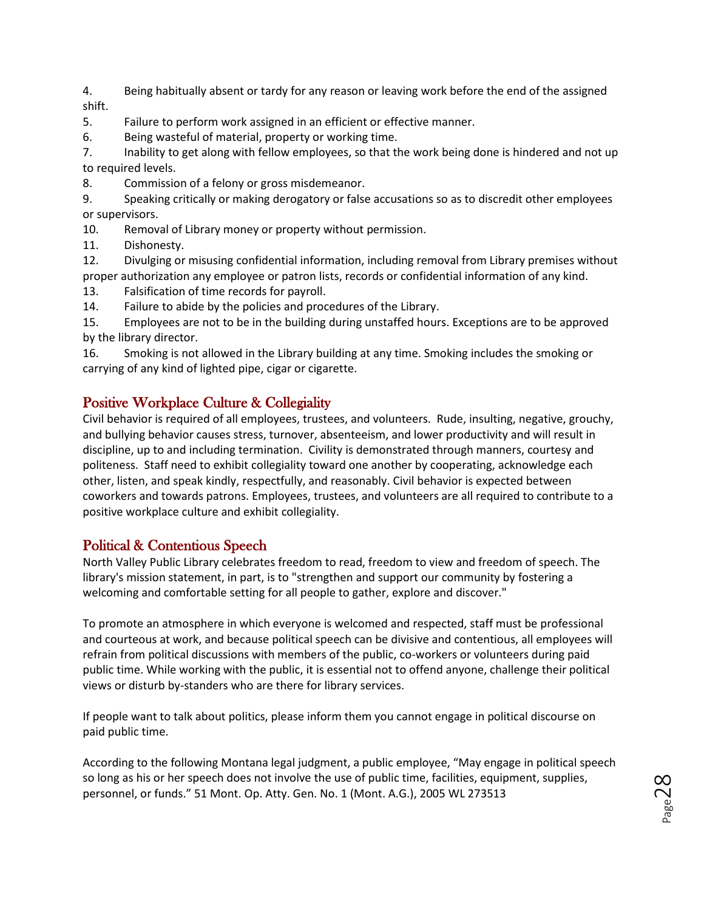4. Being habitually absent or tardy for any reason or leaving work before the end of the assigned shift.
5. Failure to perform work assigned in an efficient or effective manner.
6. Being wasteful of material, property or working time.
7. Inability to get along with fellow employees, so that the work being done is hindered and not up to required levels.
8. Commission of a felony or gross misdemeanor.
9. Speaking critically or making derogatory or false accusations so as to discredit other employees or supervisors.
10. Removal of Library money or property without permission.
11. Dishonesty.
12. Divulging or misusing confidential information, including removal from Library premises without proper authorization any employee or patron lists, records or confidential information of any kind.
13. Falsification of time records for payroll.
14. Failure to abide by the policies and procedures of the Library.
15. Employees are not to be in the building during unstaffed hours. Exceptions are to be approved by the library director.
16. Smoking is not allowed in the Library building at any time. Smoking includes the smoking or carrying of any kind of lighted pipe, cigar or cigarette.

## Positive Workplace Culture & Collegiality

Civil behavior is required of all employees, trustees, and volunteers. Rude, insulting, negative, grouchy, and bullying behavior causes stress, turnover, absenteeism, and lower productivity and will result in discipline, up to and including termination. Civility is demonstrated through manners, courtesy and politeness. Staff need to exhibit collegiality toward one another by cooperating, acknowledge each other, listen, and speak kindly, respectfully, and reasonably. Civil behavior is expected between coworkers and towards patrons. Employees, trustees, and volunteers are all required to contribute to a positive workplace culture and exhibit collegiality.

## Political & Contentious Speech

North Valley Public Library celebrates freedom to read, freedom to view and freedom of speech. The library's mission statement, in part, is to "strengthen and support our community by fostering a welcoming and comfortable setting for all people to gather, explore and discover."

To promote an atmosphere in which everyone is welcomed and respected, staff must be professional and courteous at work, and because political speech can be divisive and contentious, all employees will refrain from political discussions with members of the public, co-workers or volunteers during paid public time. While working with the public, it is essential not to offend anyone, challenge their political views or disturb by-standers who are there for library services.

If people want to talk about politics, please inform them you cannot engage in political discourse on paid public time.

According to the following Montana legal judgment, a public employee, "May engage in political speech so long as his or her speech does not involve the use of public time, facilities, equipment, supplies, personnel, or funds." 51 Mont. Op. Atty. Gen. No. 1 (Mont. A.G.), 2005 WL 273513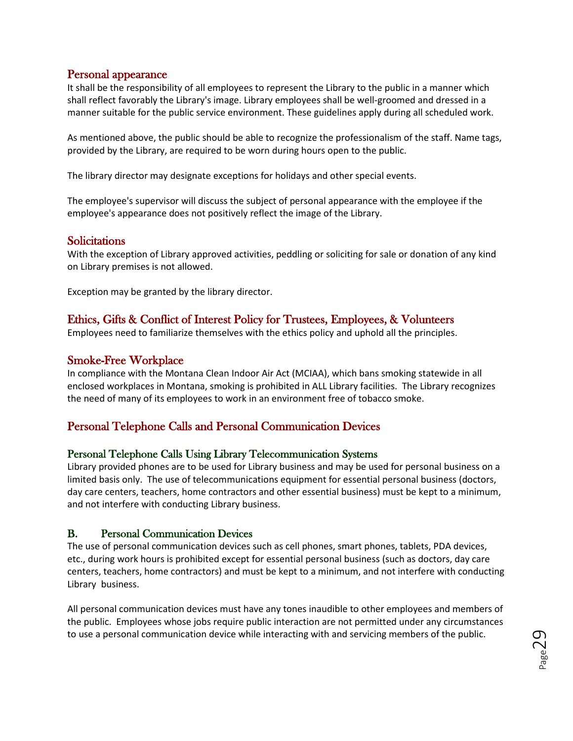## Personal appearance

It shall be the responsibility of all employees to represent the Library to the public in a manner which shall reflect favorably the Library's image. Library employees shall be well-groomed and dressed in a manner suitable for the public service environment. These guidelines apply during all scheduled work.

As mentioned above, the public should be able to recognize the professionalism of the staff. Name tags, provided by the Library, are required to be worn during hours open to the public.

The library director may designate exceptions for holidays and other special events.

The employee's supervisor will discuss the subject of personal appearance with the employee if the employee's appearance does not positively reflect the image of the Library.

## Solicitations

With the exception of Library approved activities, peddling or soliciting for sale or donation of any kind on Library premises is not allowed.

Exception may be granted by the library director.

## Ethics, Gifts & Conflict of Interest Policy for Trustees, Employees, & Volunteers

Employees need to familiarize themselves with the ethics policy and uphold all the principles.

## Smoke-Free Workplace

In compliance with the Montana Clean Indoor Air Act (MCIAA), which bans smoking statewide in all enclosed workplaces in Montana, smoking is prohibited in ALL Library facilities. The Library recognizes the need of many of its employees to work in an environment free of tobacco smoke.

## Personal Telephone Calls and Personal Communication Devices

### Personal Telephone Calls Using Library Telecommunication Systems

Library provided phones are to be used for Library business and may be used for personal business on a limited basis only. The use of telecommunications equipment for essential personal business (doctors, day care centers, teachers, home contractors and other essential business) must be kept to a minimum, and not interfere with conducting Library business.

### B. Personal Communication Devices

The use of personal communication devices such as cell phones, smart phones, tablets, PDA devices, etc., during work hours is prohibited except for essential personal business (such as doctors, day care centers, teachers, home contractors) and must be kept to a minimum, and not interfere with conducting Library business.

All personal communication devices must have any tones inaudible to other employees and members of the public. Employees whose jobs require public interaction are not permitted under any circumstances to use a personal communication device while interacting with and servicing members of the public.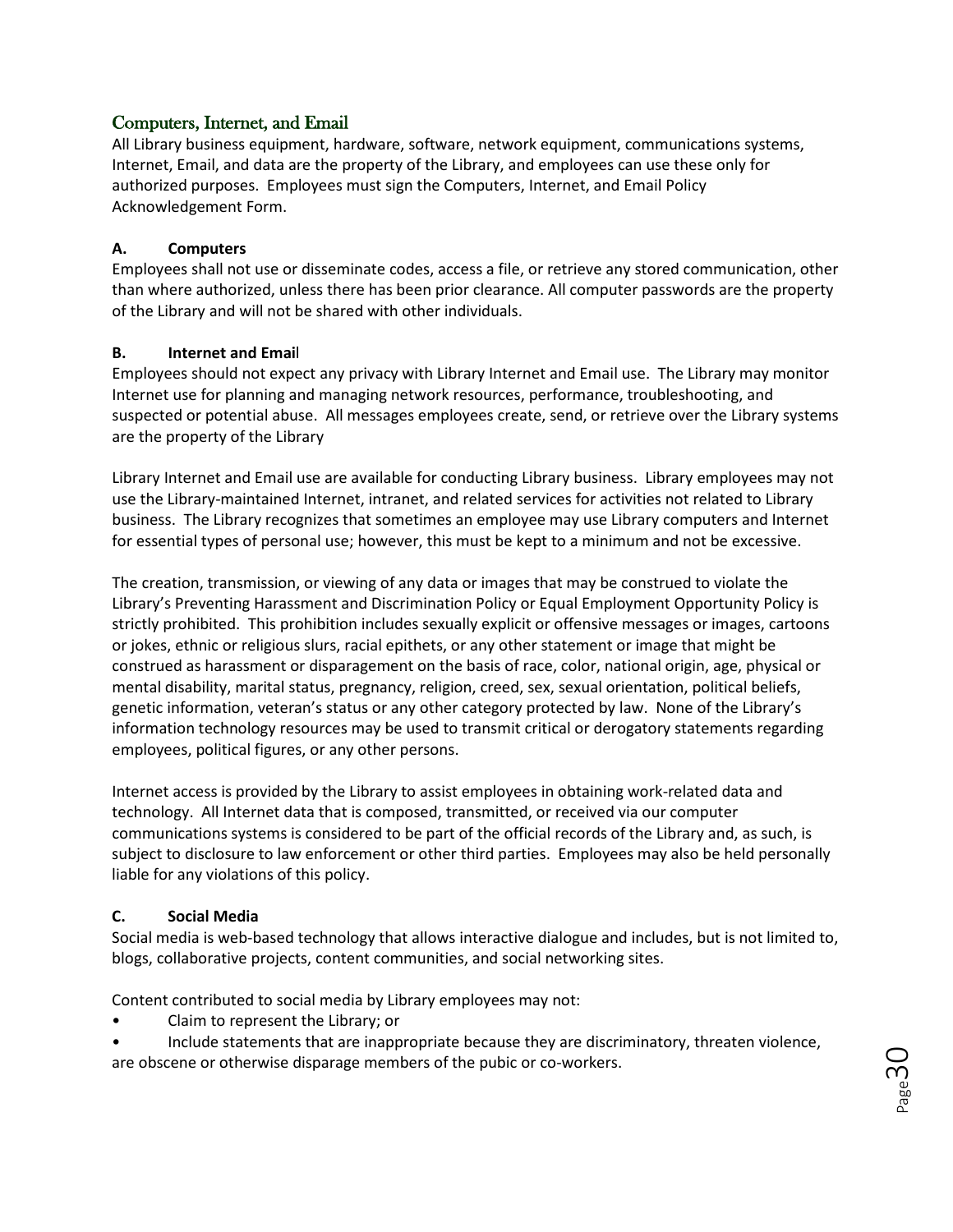## Computers, Internet, and Email

All Library business equipment, hardware, software, network equipment, communications systems, Internet, Email, and data are the property of the Library, and employees can use these only for authorized purposes. Employees must sign the Computers, Internet, and Email Policy Acknowledgement Form.

### A. Computers

Employees shall not use or disseminate codes, access a file, or retrieve any stored communication, other than where authorized, unless there has been prior clearance. All computer passwords are the property of the Library and will not be shared with other individuals.

### B. Internet and Email

Employees should not expect any privacy with Library Internet and Email use. The Library may monitor Internet use for planning and managing network resources, performance, troubleshooting, and suspected or potential abuse. All messages employees create, send, or retrieve over the Library systems are the property of the Library

Library Internet and Email use are available for conducting Library business. Library employees may not use the Library-maintained Internet, intranet, and related services for activities not related to Library business. The Library recognizes that sometimes an employee may use Library computers and Internet for essential types of personal use; however, this must be kept to a minimum and not be excessive.

The creation, transmission, or viewing of any data or images that may be construed to violate the Library's Preventing Harassment and Discrimination Policy or Equal Employment Opportunity Policy is strictly prohibited. This prohibition includes sexually explicit or offensive messages or images, cartoons or jokes, ethnic or religious slurs, racial epithets, or any other statement or image that might be construed as harassment or disparagement on the basis of race, color, national origin, age, physical or mental disability, marital status, pregnancy, religion, creed, sex, sexual orientation, political beliefs, genetic information, veteran's status or any other category protected by law. None of the Library's information technology resources may be used to transmit critical or derogatory statements regarding employees, political figures, or any other persons.

Internet access is provided by the Library to assist employees in obtaining work-related data and technology. All Internet data that is composed, transmitted, or received via our computer communications systems is considered to be part of the official records of the Library and, as such, is subject to disclosure to law enforcement or other third parties. Employees may also be held personally liable for any violations of this policy.

### C. Social Media

Social media is web-based technology that allows interactive dialogue and includes, but is not limited to, blogs, collaborative projects, content communities, and social networking sites.

Content contributed to social media by Library employees may not:

- Claim to represent the Library; or
- Include statements that are inappropriate because they are discriminatory, threaten violence, are obscene or otherwise disparage members of the pubic or co-workers.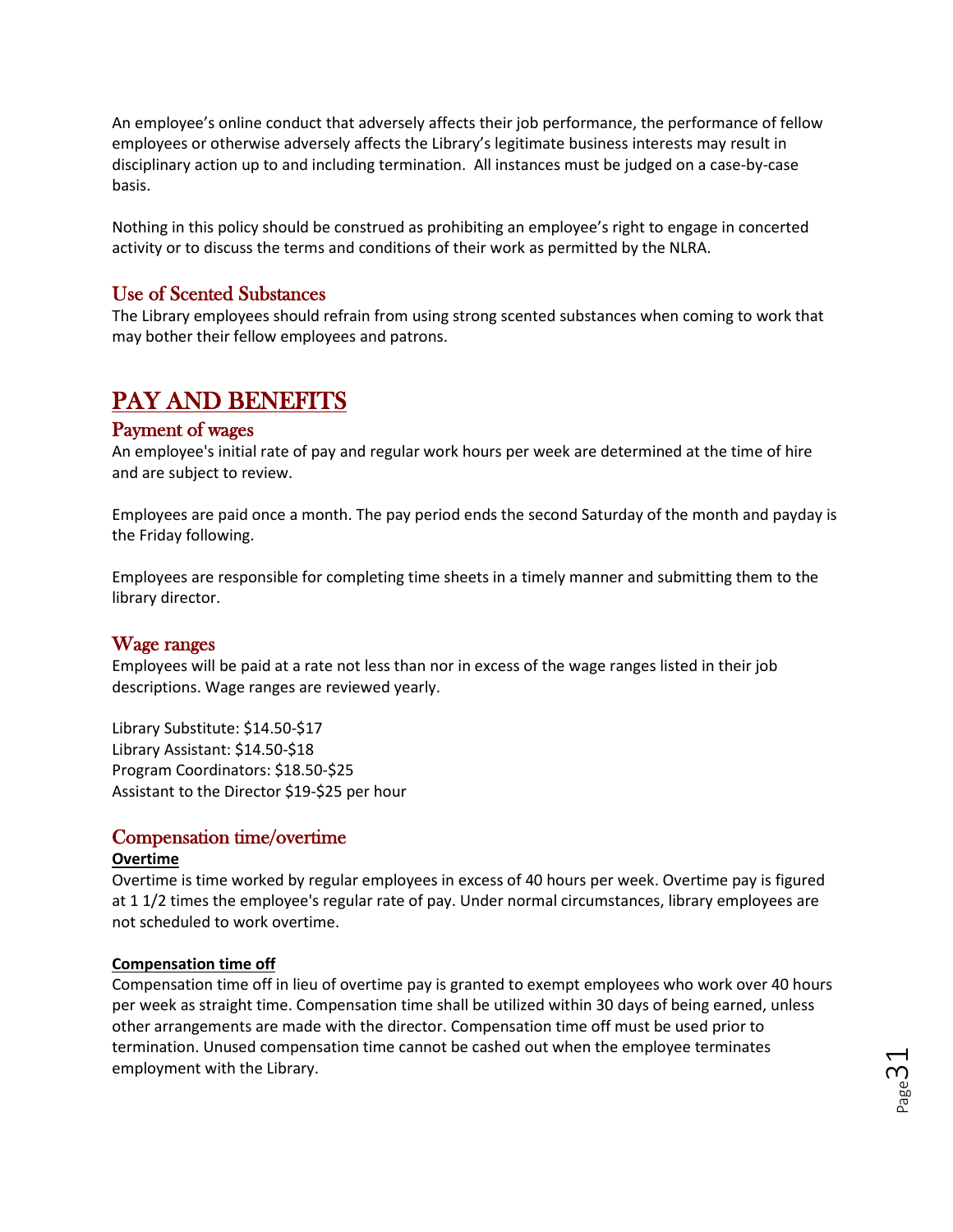An employee's online conduct that adversely affects their job performance, the performance of fellow employees or otherwise adversely affects the Library's legitimate business interests may result in disciplinary action up to and including termination. All instances must be judged on a case-by-case basis.

Nothing in this policy should be construed as prohibiting an employee's right to engage in concerted activity or to discuss the terms and conditions of their work as permitted by the NLRA.

### Use of Scented Substances

The Library employees should refrain from using strong scented substances when coming to work that may bother their fellow employees and patrons.

## PAY AND BENEFITS

### Payment of wages

An employee's initial rate of pay and regular work hours per week are determined at the time of hire and are subject to review.

Employees are paid once a month. The pay period ends the second Saturday of the month and payday is the Friday following.

Employees are responsible for completing time sheets in a timely manner and submitting them to the library director.

### Wage ranges

Employees will be paid at a rate not less than nor in excess of the wage ranges listed in their job descriptions. Wage ranges are reviewed yearly.

Library Substitute: $14.50-$17
Library Assistant: $14.50-$18
Program Coordinators: $18.50-$25
Assistant to the Director $19-$25 per hour

### Compensation time/overtime

**Overtime**

Overtime is time worked by regular employees in excess of 40 hours per week. Overtime pay is figured at 1 1/2 times the employee's regular rate of pay. Under normal circumstances, library employees are not scheduled to work overtime.

**Compensation time off**

Compensation time off in lieu of overtime pay is granted to exempt employees who work over 40 hours per week as straight time. Compensation time shall be utilized within 30 days of being earned, unless other arrangements are made with the director. Compensation time off must be used prior to termination. Unused compensation time cannot be cashed out when the employee terminates employment with the Library.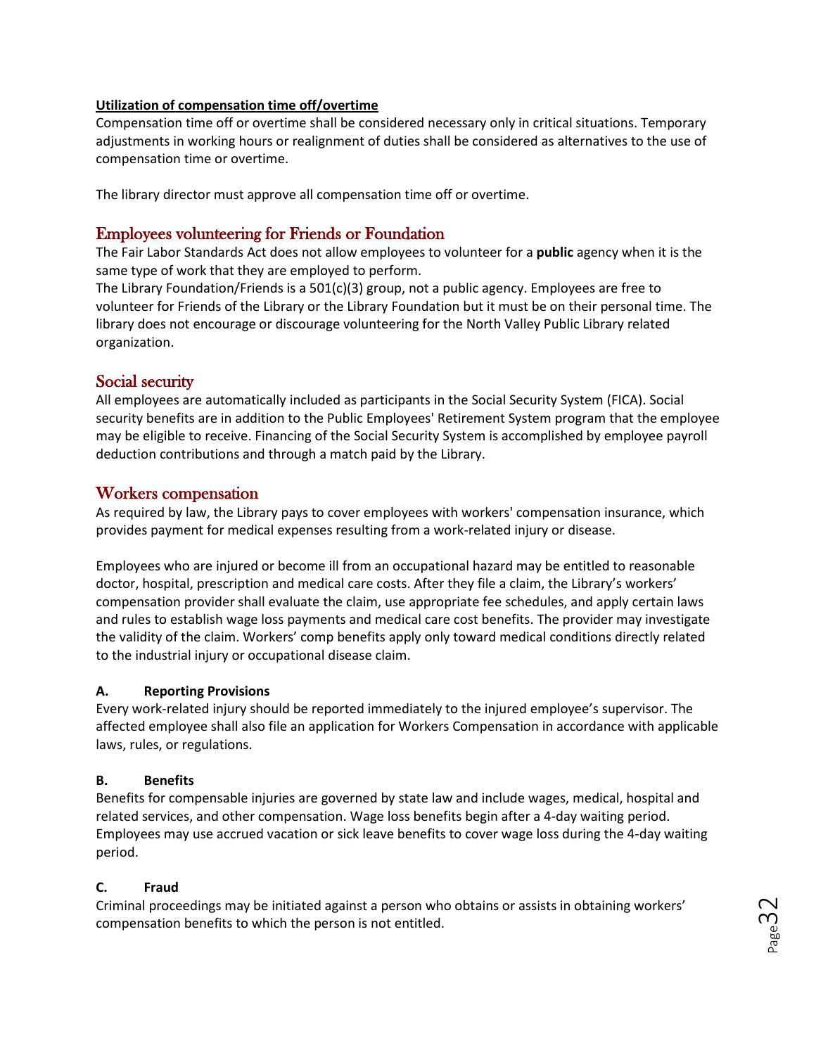**Utilization of compensation time off/overtime**

Compensation time off or overtime shall be considered necessary only in critical situations. Temporary adjustments in working hours or realignment of duties shall be considered as alternatives to the use of compensation time or overtime.

The library director must approve all compensation time off or overtime.

## Employees volunteering for Friends or Foundation

The Fair Labor Standards Act does not allow employees to volunteer for a **public** agency when it is the same type of work that they are employed to perform.

The Library Foundation/Friends is a 501(c)(3) group, not a public agency. Employees are free to volunteer for Friends of the Library or the Library Foundation but it must be on their personal time. The library does not encourage or discourage volunteering for the North Valley Public Library related organization.

## Social security

All employees are automatically included as participants in the Social Security System (FICA). Social security benefits are in addition to the Public Employees' Retirement System program that the employee may be eligible to receive. Financing of the Social Security System is accomplished by employee payroll deduction contributions and through a match paid by the Library.

## Workers compensation

As required by law, the Library pays to cover employees with workers' compensation insurance, which provides payment for medical expenses resulting from a work-related injury or disease.

Employees who are injured or become ill from an occupational hazard may be entitled to reasonable doctor, hospital, prescription and medical care costs. After they file a claim, the Library's workers' compensation provider shall evaluate the claim, use appropriate fee schedules, and apply certain laws and rules to establish wage loss payments and medical care cost benefits. The provider may investigate the validity of the claim. Workers' comp benefits apply only toward medical conditions directly related to the industrial injury or occupational disease claim.

**A. Reporting Provisions**

Every work-related injury should be reported immediately to the injured employee's supervisor. The affected employee shall also file an application for Workers Compensation in accordance with applicable laws, rules, or regulations.

**B. Benefits**

Benefits for compensable injuries are governed by state law and include wages, medical, hospital and related services, and other compensation. Wage loss benefits begin after a 4-day waiting period. Employees may use accrued vacation or sick leave benefits to cover wage loss during the 4-day waiting period.

**C. Fraud**

Criminal proceedings may be initiated against a person who obtains or assists in obtaining workers' compensation benefits to which the person is not entitled.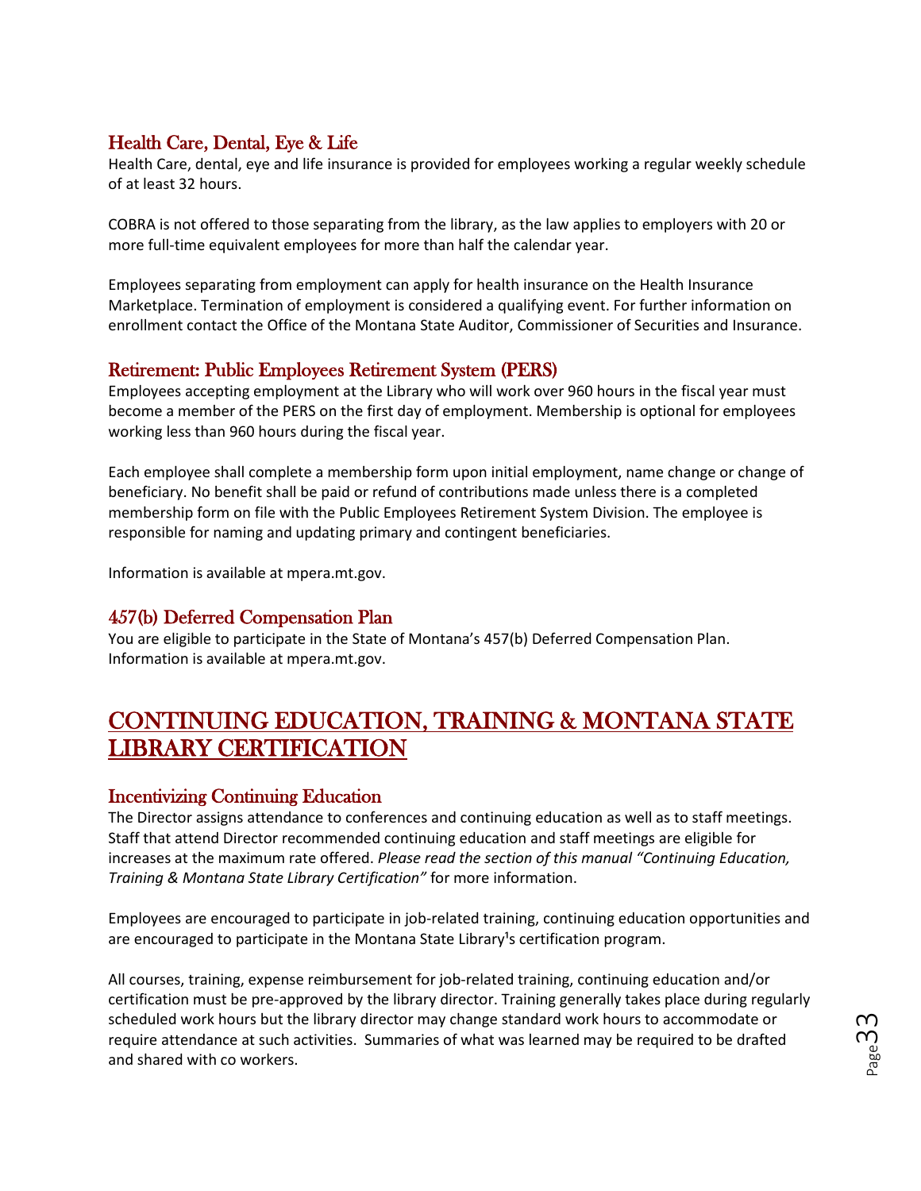### Health Care, Dental, Eye & Life

Health Care, dental, eye and life insurance is provided for employees working a regular weekly schedule of at least 32 hours.

COBRA is not offered to those separating from the library, as the law applies to employers with 20 or more full-time equivalent employees for more than half the calendar year.

Employees separating from employment can apply for health insurance on the Health Insurance Marketplace. Termination of employment is considered a qualifying event. For further information on enrollment contact the Office of the Montana State Auditor, Commissioner of Securities and Insurance.

### Retirement: Public Employees Retirement System (PERS)

Employees accepting employment at the Library who will work over 960 hours in the fiscal year must become a member of the PERS on the first day of employment. Membership is optional for employees working less than 960 hours during the fiscal year.

Each employee shall complete a membership form upon initial employment, name change or change of beneficiary. No benefit shall be paid or refund of contributions made unless there is a completed membership form on file with the Public Employees Retirement System Division. The employee is responsible for naming and updating primary and contingent beneficiaries.

Information is available at mpera.mt.gov.

### 457(b) Deferred Compensation Plan

You are eligible to participate in the State of Montana's 457(b) Deferred Compensation Plan. Information is available at mpera.mt.gov.

## CONTINUING EDUCATION, TRAINING & MONTANA STATE LIBRARY CERTIFICATION

### Incentivizing Continuing Education

The Director assigns attendance to conferences and continuing education as well as to staff meetings. Staff that attend Director recommended continuing education and staff meetings are eligible for increases at the maximum rate offered. *Please read the section of this manual "Continuing Education, Training & Montana State Library Certification"* for more information.

Employees are encouraged to participate in job-related training, continuing education opportunities and are encouraged to participate in the Montana State Library's certification program.

All courses, training, expense reimbursement for job-related training, continuing education and/or certification must be pre-approved by the library director. Training generally takes place during regularly scheduled work hours but the library director may change standard work hours to accommodate or require attendance at such activities. Summaries of what was learned may be required to be drafted and shared with co workers.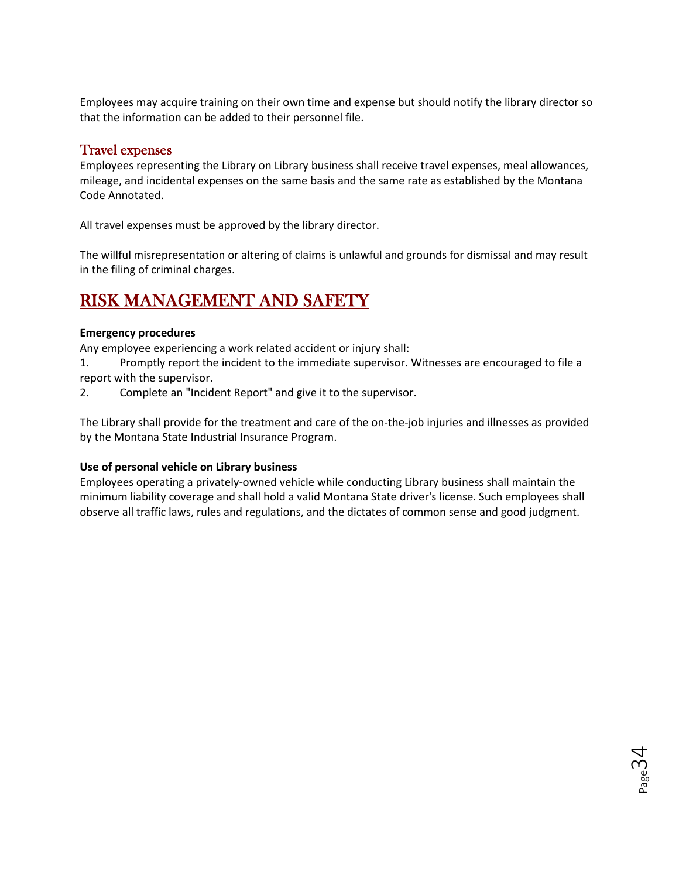Employees may acquire training on their own time and expense but should notify the library director so that the information can be added to their personnel file.

### Travel expenses

Employees representing the Library on Library business shall receive travel expenses, meal allowances, mileage, and incidental expenses on the same basis and the same rate as established by the Montana Code Annotated.

All travel expenses must be approved by the library director.

The willful misrepresentation or altering of claims is unlawful and grounds for dismissal and may result in the filing of criminal charges.

## RISK MANAGEMENT AND SAFETY

**Emergency procedures**

Any employee experiencing a work related accident or injury shall:

1. Promptly report the incident to the immediate supervisor. Witnesses are encouraged to file a report with the supervisor.
2. Complete an "Incident Report" and give it to the supervisor.

The Library shall provide for the treatment and care of the on-the-job injuries and illnesses as provided by the Montana State Industrial Insurance Program.

**Use of personal vehicle on Library business**

Employees operating a privately-owned vehicle while conducting Library business shall maintain the minimum liability coverage and shall hold a valid Montana State driver's license. Such employees shall observe all traffic laws, rules and regulations, and the dictates of common sense and good judgment.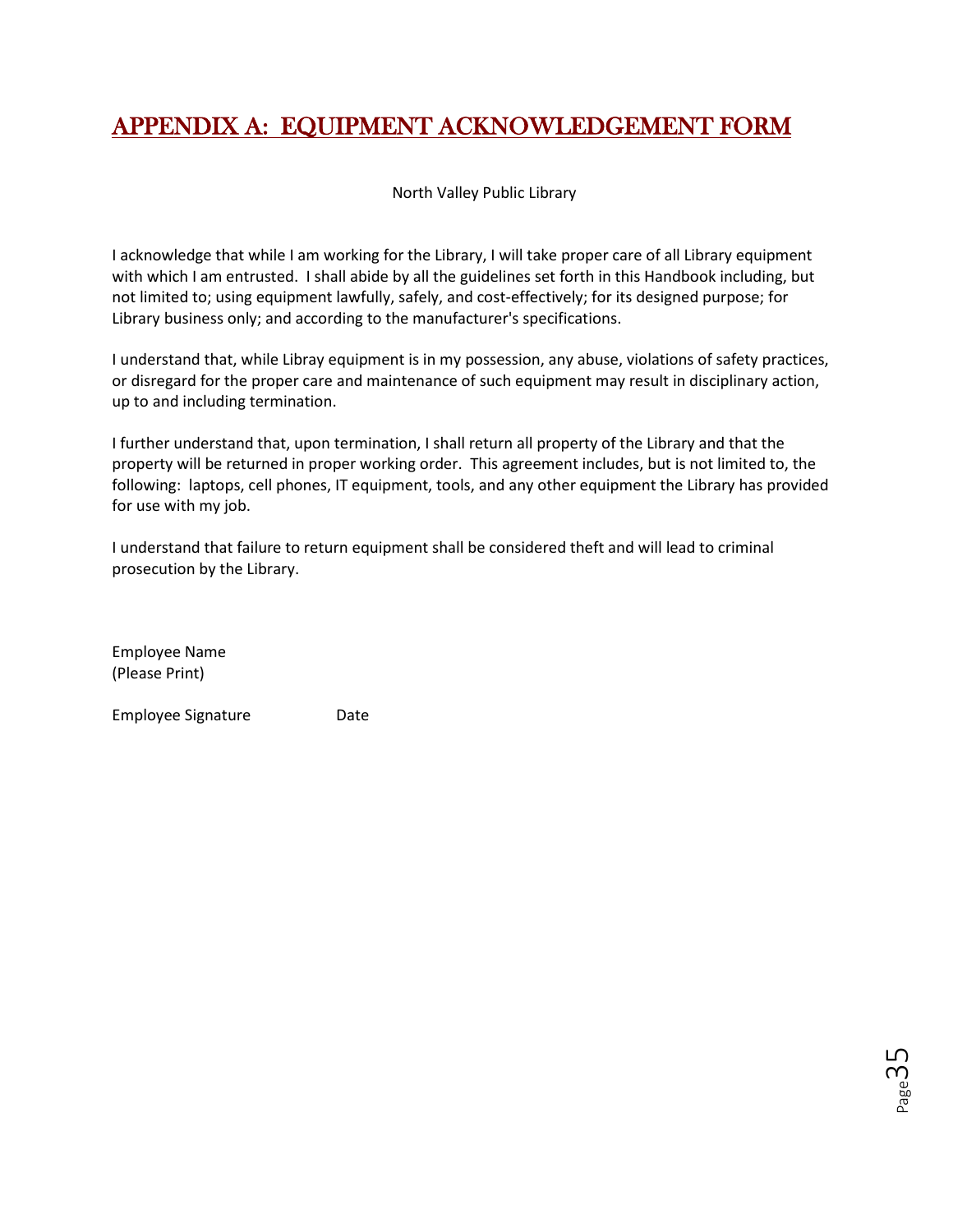# APPENDIX A: EQUIPMENT ACKNOWLEDGEMENT FORM

North Valley Public Library

I acknowledge that while I am working for the Library, I will take proper care of all Library equipment with which I am entrusted. I shall abide by all the guidelines set forth in this Handbook including, but not limited to; using equipment lawfully, safely, and cost-effectively; for its designed purpose; for Library business only; and according to the manufacturer's specifications.

I understand that, while Libray equipment is in my possession, any abuse, violations of safety practices, or disregard for the proper care and maintenance of such equipment may result in disciplinary action, up to and including termination.

I further understand that, upon termination, I shall return all property of the Library and that the property will be returned in proper working order. This agreement includes, but is not limited to, the following: laptops, cell phones, IT equipment, tools, and any other equipment the Library has provided for use with my job.

I understand that failure to return equipment shall be considered theft and will lead to criminal prosecution by the Library.

Employee Name
(Please Print)

Employee Signature Date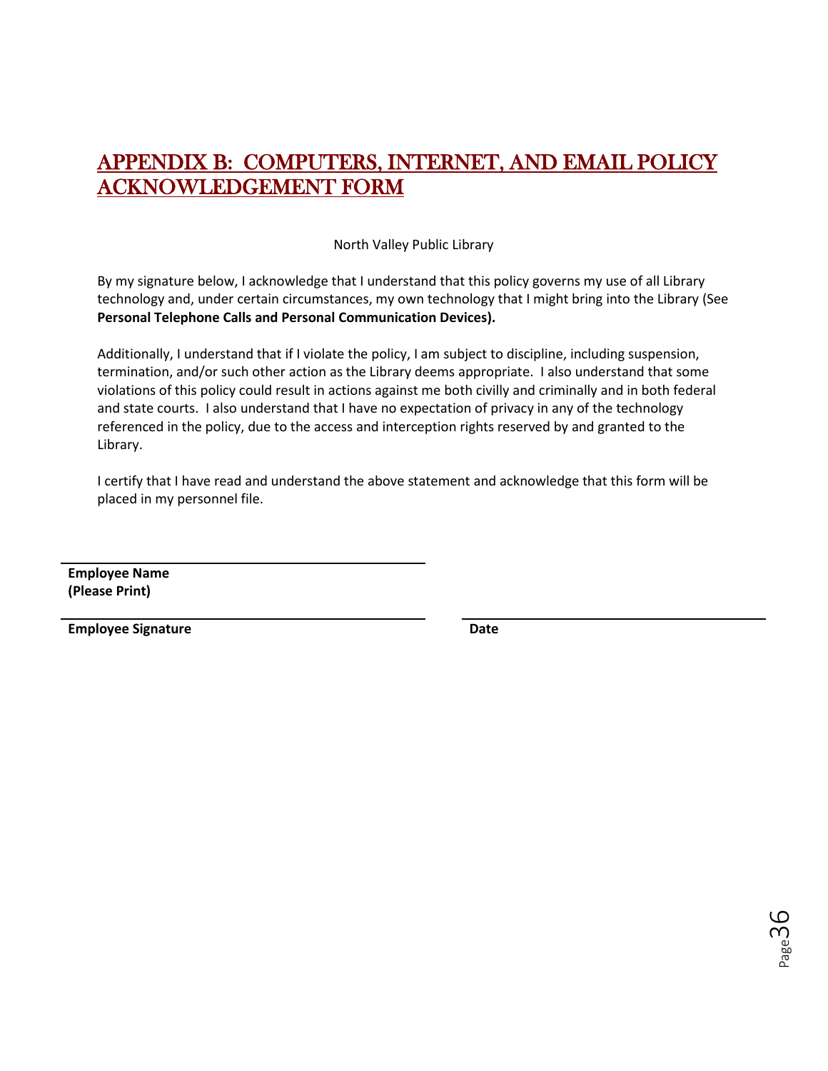# APPENDIX B: COMPUTERS, INTERNET, AND EMAIL POLICY ACKNOWLEDGEMENT FORM

North Valley Public Library

By my signature below, I acknowledge that I understand that this policy governs my use of all Library technology and, under certain circumstances, my own technology that I might bring into the Library (See **Personal Telephone Calls and Personal Communication Devices).**

Additionally, I understand that if I violate the policy, I am subject to discipline, including suspension, termination, and/or such other action as the Library deems appropriate. I also understand that some violations of this policy could result in actions against me both civilly and criminally and in both federal and state courts. I also understand that I have no expectation of privacy in any of the technology referenced in the policy, due to the access and interception rights reserved by and granted to the Library.

I certify that I have read and understand the above statement and acknowledge that this form will be placed in my personnel file.

______________________________

**Employee Name**
**(Please Print)**

______________________________ ______________________________

**Employee Signature** **Date**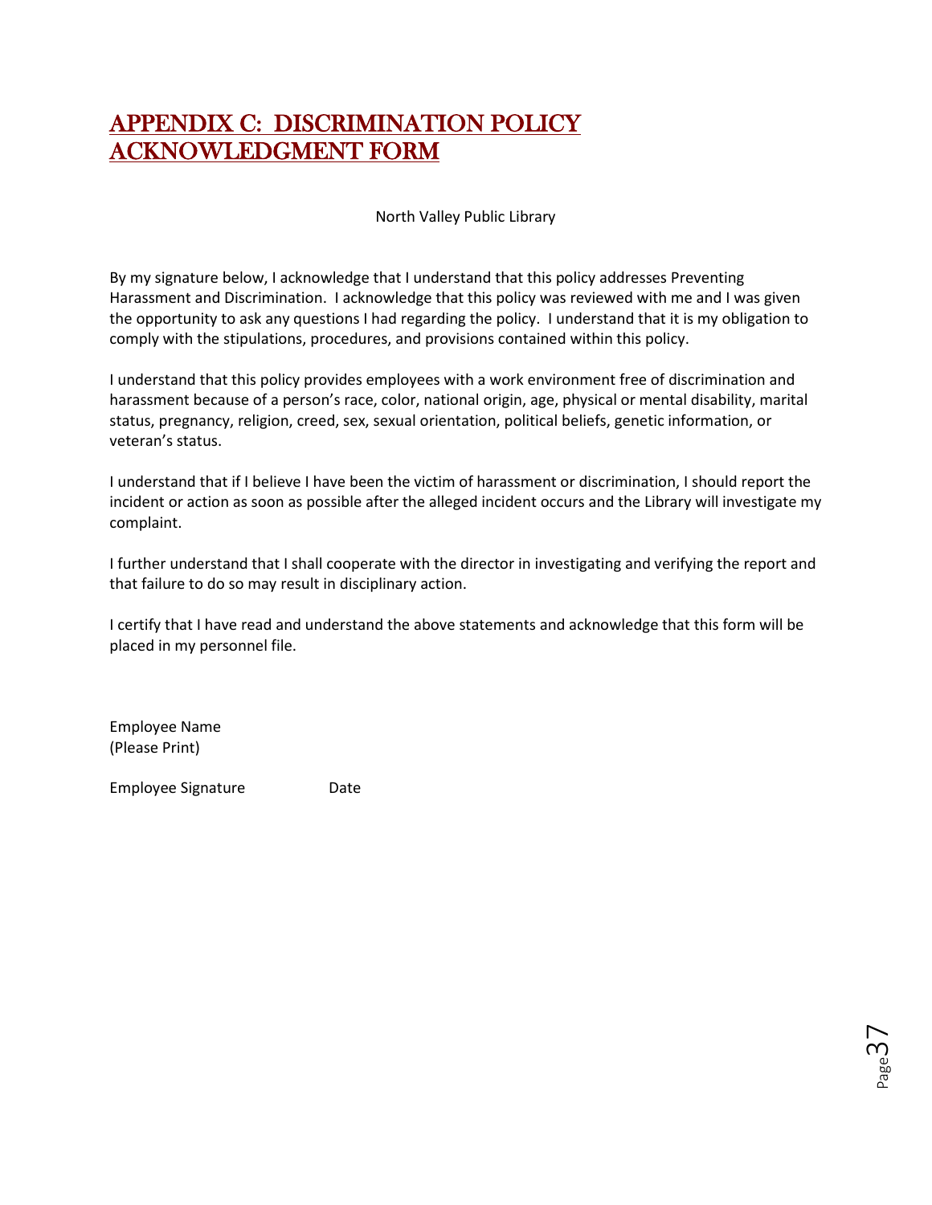# APPENDIX C: DISCRIMINATION POLICY ACKNOWLEDGMENT FORM

North Valley Public Library

By my signature below, I acknowledge that I understand that this policy addresses Preventing Harassment and Discrimination. I acknowledge that this policy was reviewed with me and I was given the opportunity to ask any questions I had regarding the policy. I understand that it is my obligation to comply with the stipulations, procedures, and provisions contained within this policy.

I understand that this policy provides employees with a work environment free of discrimination and harassment because of a person's race, color, national origin, age, physical or mental disability, marital status, pregnancy, religion, creed, sex, sexual orientation, political beliefs, genetic information, or veteran's status.

I understand that if I believe I have been the victim of harassment or discrimination, I should report the incident or action as soon as possible after the alleged incident occurs and the Library will investigate my complaint.

I further understand that I shall cooperate with the director in investigating and verifying the report and that failure to do so may result in disciplinary action.

I certify that I have read and understand the above statements and acknowledge that this form will be placed in my personnel file.

Employee Name
(Please Print)

Employee Signature Date